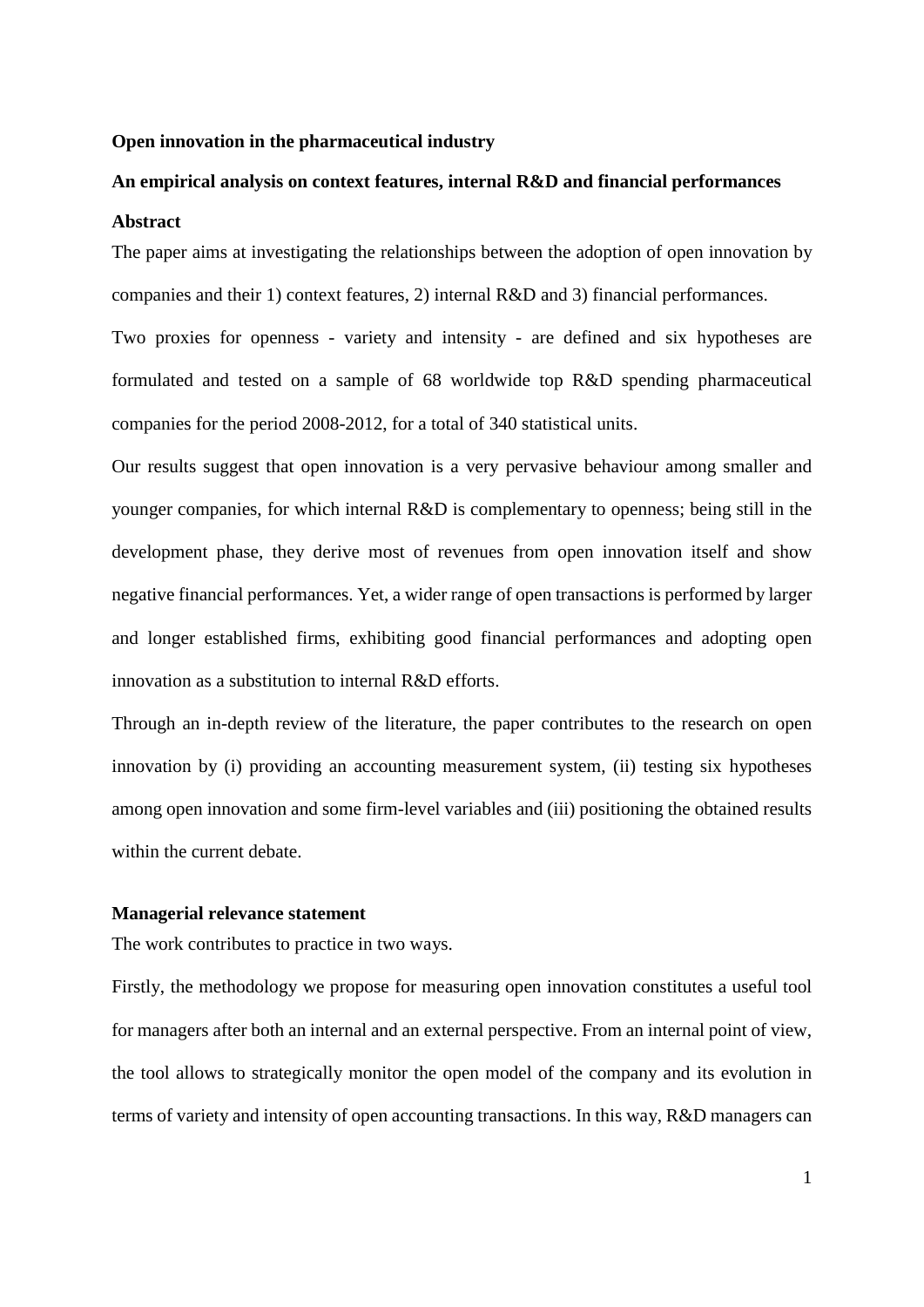# Open innovation in the pharmaceutical industry

## An empirical analysis on context features, internal R&D and financial performances

### Abstract

The paper aims at investigating the relationships between the adoption of open innovation by companies and their 1) context features, 2) internal R&D and 3) financial performances.

Two proxies for openness - variety and intensity - are defined and six hypotheses are formulated and tested on a sample of 68 worldwide top R&D spending pharmaceutical companies for the period 2008-2012, for a total of 340 statistical units.

Our results suggest that open innovation is a very pervasive behaviour among smaller and younger companies, for which internal R&D is complementary to openness; being still in the development phase, they derive most of revenues from open innovation itself and show negative financial performances. Yet, a wider range of open transactions is performed by larger and longer established firms, exhibiting good financial performances and adopting open innovation as a substitution to internal R&D efforts.

Through an in-depth review of the literature, the paper contributes to the research on open innovation by (i) providing an accounting measurement system, (ii) testing six hypotheses among open innovation and some firm-level variables and (iii) positioning the obtained results within the current debate.

### Managerial relevance statement

The work contributes to practice in two ways.

Firstly, the methodology we propose for measuring open innovation constitutes a useful tool for managers after both an internal and an external perspective. From an internal point of view, the tool allows to strategically monitor the open model of the company and its evolution in terms of variety and intensity of open accounting transactions. In this way, R&D managers can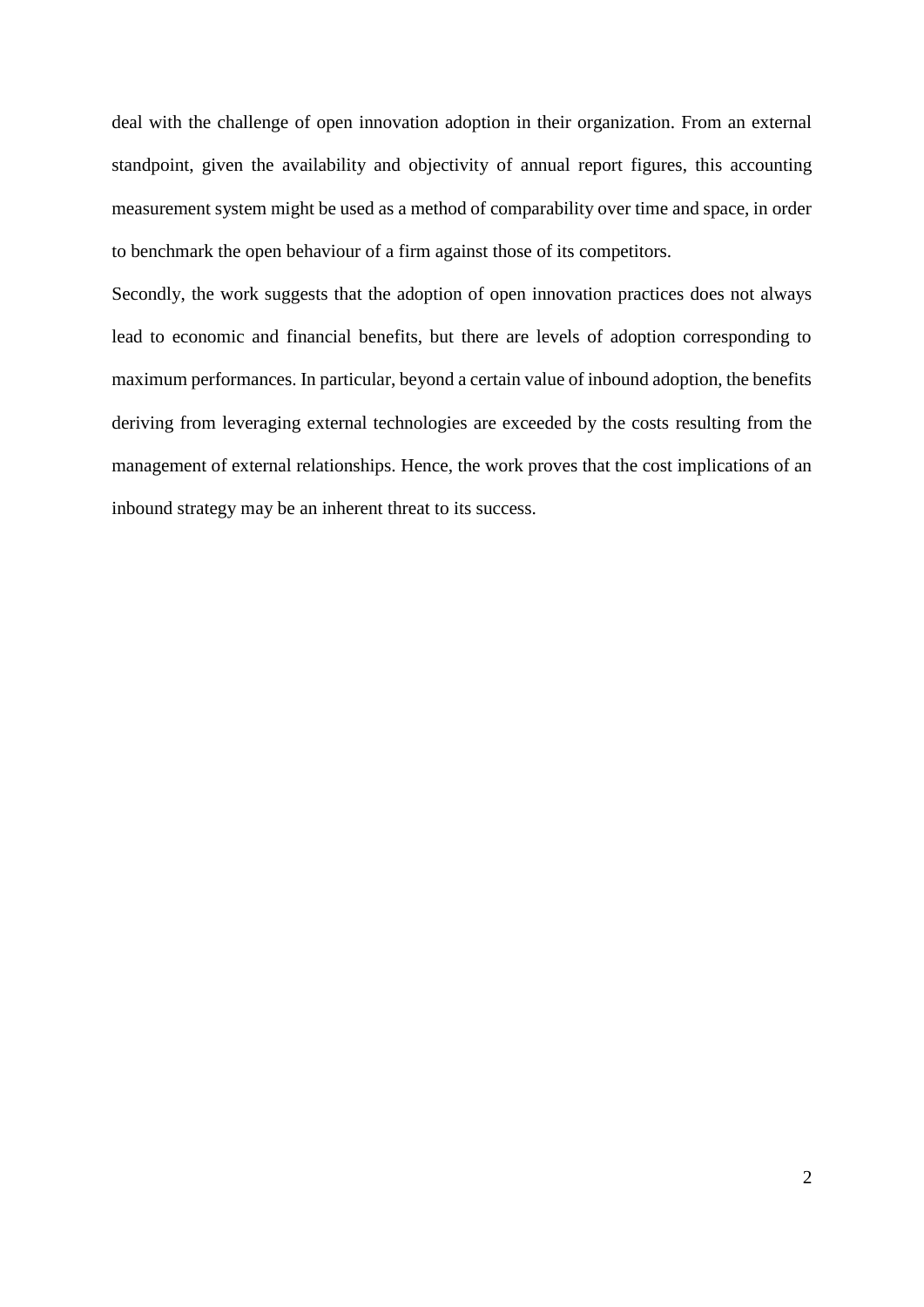deal with the challenge of open innovation adoption in their organization. From an external standpoint, given the availability and objectivity of annual report figures, this accounting measurement system might be used as a method of comparability over time and space, in order to benchmark the open behaviour of a firm against those of its competitors.

Secondly, the work suggests that the adoption of open innovation practices does not always lead to economic and financial benefits, but there are levels of adoption corresponding to maximum performances. In particular, beyond a certain value of inbound adoption, the benefits deriving from leveraging external technologies are exceeded by the costs resulting from the management of external relationships. Hence, the work proves that the cost implications of an inbound strategy may be an inherent threat to its success.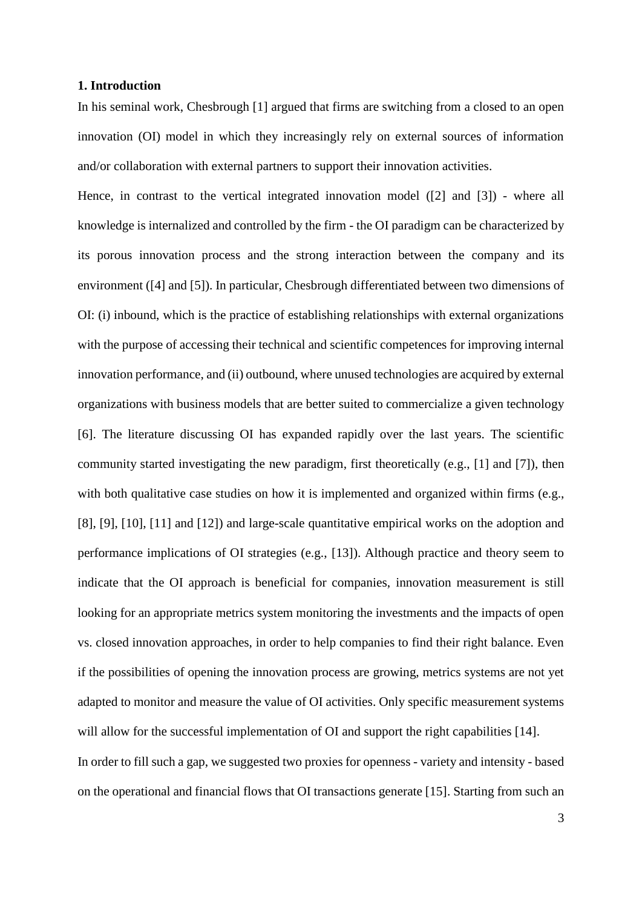## 1. Introduction

In his seminal work, Chesbrough [1] argued that firms are switching from a closed to an open innovation (OI) model in which they increasingly rely on external sources of information and/or collaboration with external partners to support their innovation activities.

Hence, in contrast to the vertical integrated innovation model ([2] and [3]) - where all knowledge is internalized and controlled by the firm - the OI paradigm can be characterized by its porous innovation process and the strong interaction between the company and its environment ([4] and [5]). In particular, Chesbrough differentiated between two dimensions of OI: (i) inbound, which is the practice of establishing relationships with external organizations with the purpose of accessing their technical and scientific competences for improving internal innovation performance, and (ii) outbound, where unused technologies are acquired by external organizations with business models that are better suited to commercialize a given technology [6]. The literature discussing OI has expanded rapidly over the last years. The scientific community started investigating the new paradigm, first theoretically (e.g., [1] and [7]), then with both qualitative case studies on how it is implemented and organized within firms (e.g., [8], [9], [10], [11] and [12]) and large-scale quantitative empirical works on the adoption and performance implications of OI strategies (e.g., [13]). Although practice and theory seem to indicate that the OI approach is beneficial for companies, innovation measurement is still looking for an appropriate metrics system monitoring the investments and the impacts of open vs. closed innovation approaches, in order to help companies to find their right balance. Even if the possibilities of opening the innovation process are growing, metrics systems are not yet adapted to monitor and measure the value of OI activities. Only specific measurement systems will allow for the successful implementation of OI and support the right capabilities [14].

In order to fill such a gap, we suggested two proxies for openness - variety and intensity - based on the operational and financial flows that OI transactions generate [15]. Starting from such an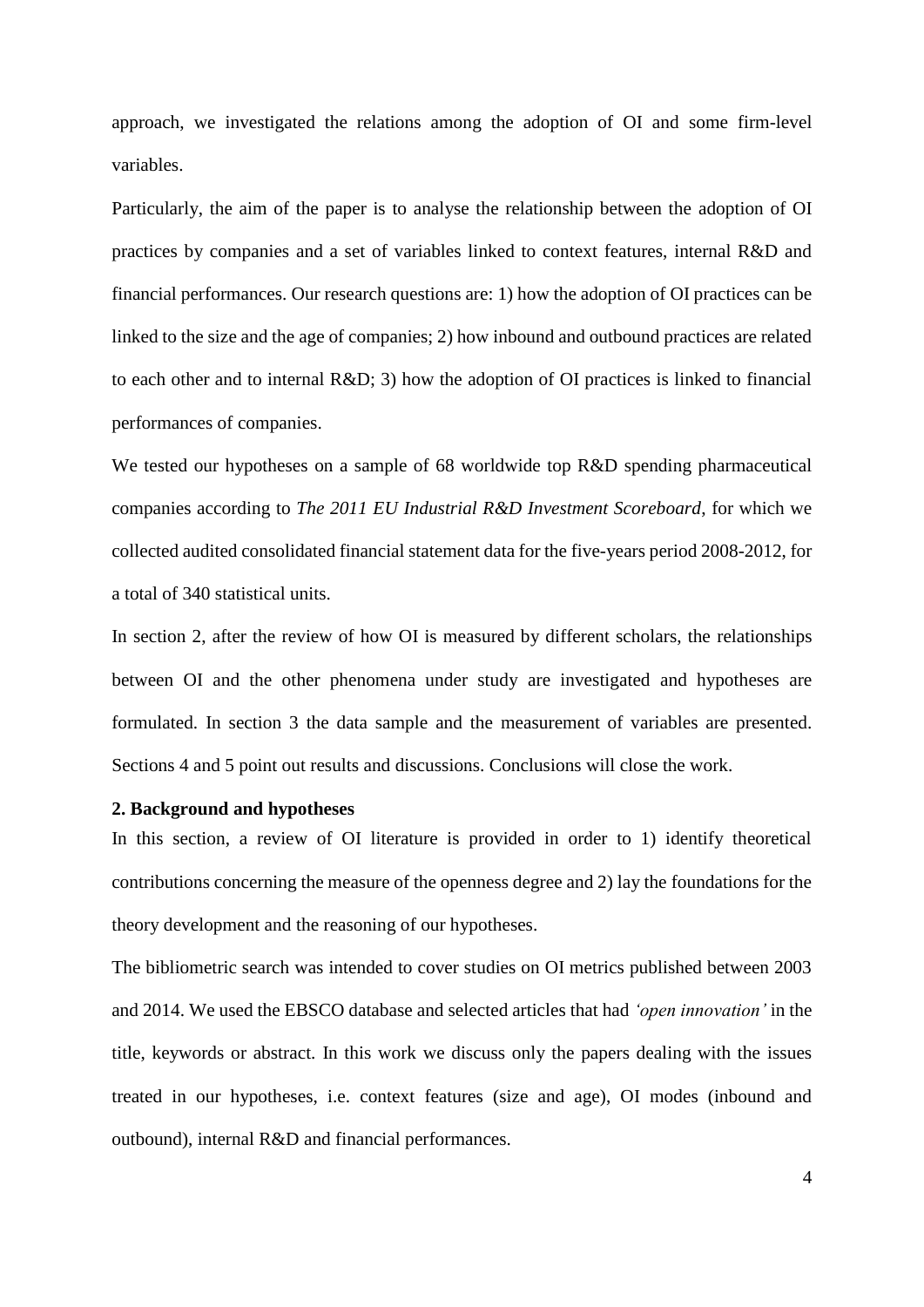approach, we investigated the relations among the adoption of OI and some firm-level variables.

Particularly, the aim of the paper is to analyse the relationship between the adoption of OI practices by companies and a set of variables linked to context features, internal R&D and financial performances. Our research questions are: 1) how the adoption of OI practices can be linked to the size and the age of companies; 2) how inbound and outbound practices are related to each other and to internal R&D; 3) how the adoption of OI practices is linked to financial performances of companies.

We tested our hypotheses on a sample of 68 worldwide top R&D spending pharmaceutical companies according to *The 2011 EU Industrial R&D Investment Scoreboard*, for which we collected audited consolidated financial statement data for the five-years period 2008-2012, for a total of 340 statistical units.

In section 2, after the review of how OI is measured by different scholars, the relationships between OI and the other phenomena under study are investigated and hypotheses are formulated. In section 3 the data sample and the measurement of variables are presented. Sections 4 and 5 point out results and discussions. Conclusions will close the work.

## 2. Background and hypotheses

In this section, a review of OI literature is provided in order to 1) identify theoretical contributions concerning the measure of the openness degree and 2) lay the foundations for the theory development and the reasoning of our hypotheses.

The bibliometric search was intended to cover studies on OI metrics published between 2003 and 2014. We used the EBSCO database and selected articles that had *'open innovation'* in the title, keywords or abstract. In this work we discuss only the papers dealing with the issues treated in our hypotheses, i.e. context features (size and age), OI modes (inbound and outbound), internal R&D and financial performances.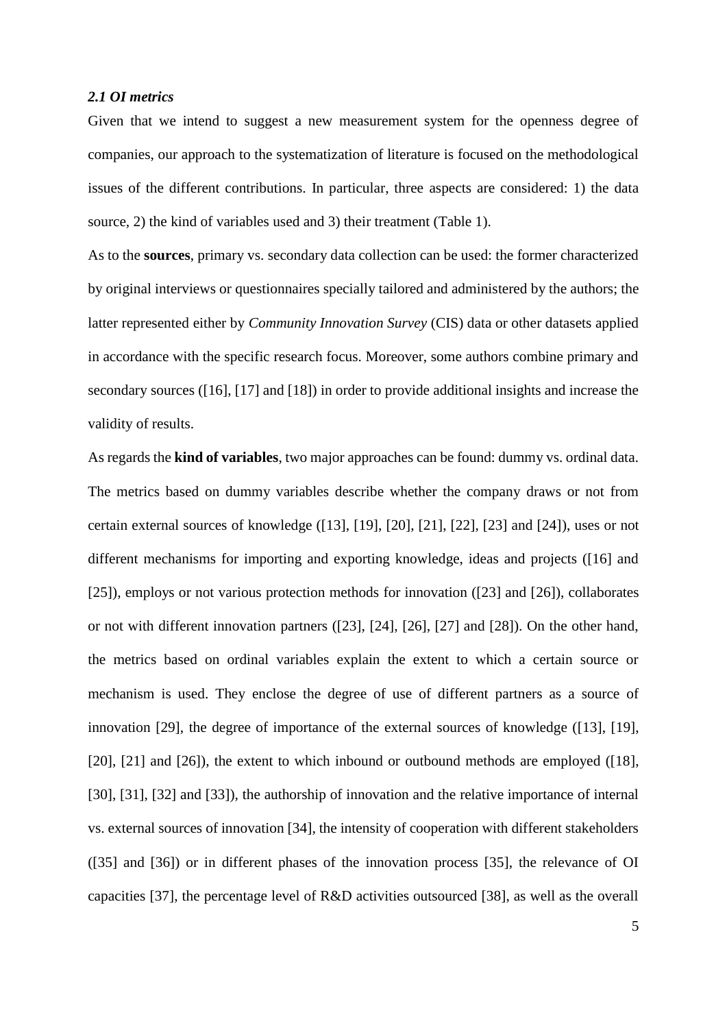### *2.1 OI metrics*

Given that we intend to suggest a new measurement system for the openness degree of companies, our approach to the systematization of literature is focused on the methodological issues of the different contributions. In particular, three aspects are considered: 1) the data source, 2) the kind of variables used and 3) their treatment (Table 1).

As to the **sources**, primary vs. secondary data collection can be used: the former characterized by original interviews or questionnaires specially tailored and administered by the authors; the latter represented either by *Community Innovation Survey* (CIS) data or other datasets applied in accordance with the specific research focus. Moreover, some authors combine primary and secondary sources ([16], [17] and [18]) in order to provide additional insights and increase the validity of results.

As regards the **kind of variables**, two major approaches can be found: dummy vs. ordinal data. The metrics based on dummy variables describe whether the company draws or not from certain external sources of knowledge ([13], [19], [20], [21], [22], [23] and [24]), uses or not different mechanisms for importing and exporting knowledge, ideas and projects ([16] and [25]), employs or not various protection methods for innovation ([23] and [26]), collaborates or not with different innovation partners ([23], [24], [26], [27] and [28]). On the other hand, the metrics based on ordinal variables explain the extent to which a certain source or mechanism is used. They enclose the degree of use of different partners as a source of innovation [29], the degree of importance of the external sources of knowledge ([13], [19], [20], [21] and [26]), the extent to which inbound or outbound methods are employed ([18], [30], [31], [32] and [33]), the authorship of innovation and the relative importance of internal vs. external sources of innovation [34], the intensity of cooperation with different stakeholders ([35] and [36]) or in different phases of the innovation process [35], the relevance of OI capacities [37], the percentage level of R&D activities outsourced [38], as well as the overall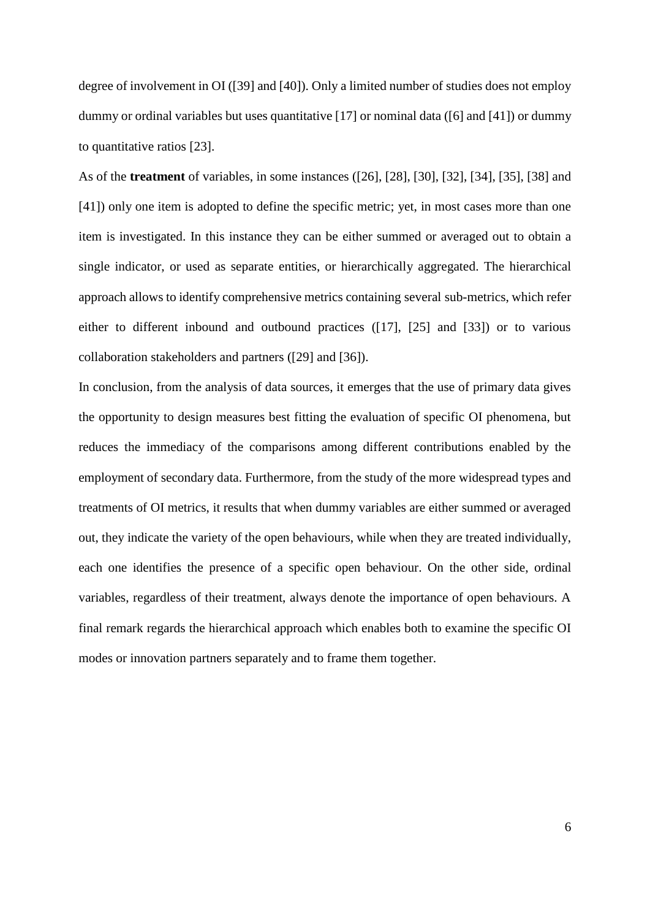degree of involvement in OI ([39] and [40]). Only a limited number of studies does not employ dummy or ordinal variables but uses quantitative [17] or nominal data ([6] and [41]) or dummy to quantitative ratios [23].

As of the **treatment** of variables, in some instances ([26], [28], [30], [32], [34], [35], [38] and [41]) only one item is adopted to define the specific metric; yet, in most cases more than one item is investigated. In this instance they can be either summed or averaged out to obtain a single indicator, or used as separate entities, or hierarchically aggregated. The hierarchical approach allows to identify comprehensive metrics containing several sub-metrics, which refer either to different inbound and outbound practices ([17], [25] and [33]) or to various collaboration stakeholders and partners ([29] and [36]).

In conclusion, from the analysis of data sources, it emerges that the use of primary data gives the opportunity to design measures best fitting the evaluation of specific OI phenomena, but reduces the immediacy of the comparisons among different contributions enabled by the employment of secondary data. Furthermore, from the study of the more widespread types and treatments of OI metrics, it results that when dummy variables are either summed or averaged out, they indicate the variety of the open behaviours, while when they are treated individually, each one identifies the presence of a specific open behaviour. On the other side, ordinal variables, regardless of their treatment, always denote the importance of open behaviours. A final remark regards the hierarchical approach which enables both to examine the specific OI modes or innovation partners separately and to frame them together.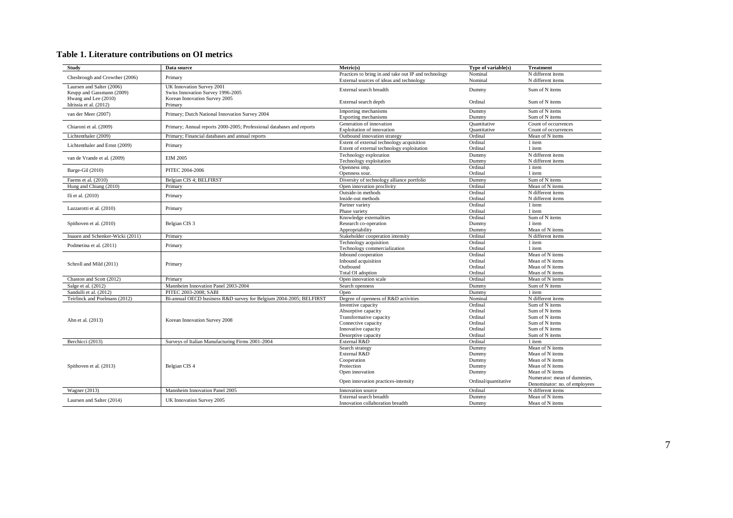## Table 1. Literature contributions on OI metrics

| Study | Data source | Metric(s) | Type of variable(s) | Treatment |
|---|---|---|---|---|
| Chesbrough and Crowther (2006) | Primary | Practices to bring in and take out IP and technology | Nominal | N different items |
| | | External sources of ideas and technology | Nominal | N different items |
| Laursen and Salter (2006) | UK Innovation Survey 2001 | External search breadth | Dummy | Sum of N items |
| Keupp and Gassmann (2009) | Swiss Innovation Survey 1996-2005 | | | |
| Hwang and Lee (2010) | Korean Innovation Survey 2005 | External search depth | Ordinal | Sum of N items |
| Idrissia et al. (2012) | Primary | | | |
| van der Meer (2007) | Primary; Dutch National Innovation Survey 2004 | Importing mechanisms | Dummy | Sum of N items |
| | | Exporting mechanisms | Dummy | Sum of N items |
| Chiaroni et al. (2009) | Primary; Annual reports 2000-2005; Professional databases and reports | Generation of innovation | Quantitative | Count of occurrences |
| | | Exploitation of innovation | Quantitative | Count of occurrences |
| Lichtenthaler (2009) | Primary; Financial databases and annual reports | Outbound innovation strategy | Ordinal | Mean of N items |
| Lichtenthaler and Ernst (2009) | Primary | Extent of external technology acquisition | Ordinal | 1 item |
| | | Extent of external technology exploitation | Ordinal | 1 item |
| van de Vrande et al. (2009) | EIM 2005 | Technology exploration | Dummy | N different items |
| | | Technology exploitation | Dummy | N different items |
| Barge-Gil (2010) | PITEC 2004-2006 | Openness imp. | Ordinal | 1 item |
| | | Openness sour. | Ordinal | 1 item |
| Faems et al. (2010) | Belgian CIS 4; BELFIRST | Diversity of technology alliance portfolio | Dummy | Sum of N items |
| Hung and Chiang (2010) | Primary | Open innovation proclivity | Ordinal | Mean of N items |
| Ili et al. (2010) | Primary | Outside-in methods | Ordinal | N different items |
| | | Inside-out methods | Ordinal | N different items |
| Lazzarotti et al. (2010) | Primary | Partner variety | Ordinal | 1 item |
| | | Phase variety | Ordinal | 1 item |
| Spithoven et al. (2010) | Belgian CIS 3 | Knowledge externalities | Ordinal | Sum of N items |
| | | Research co-operation | Dummy | 1 item |
| | | Appropriability | Dummy | Mean of N items |
| Inauen and Schenker-Wicki (2011) | Primary | Stakeholder cooperation intensity | Ordinal | N different items |
| Podmetina et al. (2011) | Primary | Technology acquisition | Ordinal | 1 item |
| | | Technology commercialization | Ordinal | 1 item |
| Schroll and Mild (2011) | Primary | Inbound cooperation | Ordinal | Mean of N items |
| | | Inbound acquisition | Ordinal | Mean of N items |
| | | Outbound | Ordinal | Mean of N items |
| | | Total OI adoption | Ordinal | Mean of N items |
| Chaston and Scott (2012) | Primary | Open innovation scale | Ordinal | Mean of N items |
| Salge et al. (2012) | Mannheim Innovation Panel 2003-2004 | Search openness | Dummy | Sum of N items |
| Sandulli et al. (2012) | PITEC 2003-2008; SABI | Open | Dummy | 1 item |
| Teirlinck and Poelmans (2012) | Bi-annual OECD business R&D survey for Belgium 2004-2005; BELFIRST | Degree of openness of R&D activities | Nominal | N different items |
| Ahn et al. (2013) | Korean Innovation Survey 2008 | Inventive capacity | Ordinal | Sum of N items |
| | | Absorptive capacity | Ordinal | Sum of N items |
| | | Transformative capacity | Ordinal | Sum of N items |
| | | Connective capacity | Ordinal | Sum of N items |
| | | Innovative capacity | Ordinal | Sum of N items |
| | | Desorptive capacity | Ordinal | Sum of N items |
| Berchicci (2013) | Surveys of Italian Manufacturing Firms 2001-2004 | External R&D | Ordinal | 1 item |
| Spithoven et al. (2013) | Belgian CIS 4 | Search strategy | Dummy | Mean of N items |
| | | External R&D | Dummy | Mean of N items |
| | | Cooperation | Dummy | Mean of N items |
| | | Protection | Dummy | Mean of N items |
| | | Open innovation | Dummy | Mean of N items |
| | | Open innovation practices-intensity | Ordinal/quantitative | Numerator: mean of dummies, Denominator: no. of employees |
| Wagner (2013) | Mannheim Innovation Panel 2005 | Innovation source | Ordinal | N different items |
| Laursen and Salter (2014) | UK Innovation Survey 2005 | External search breadth | Dummy | Mean of N items |
| | | Innovation collaboration breadth | Dummy | Mean of N items |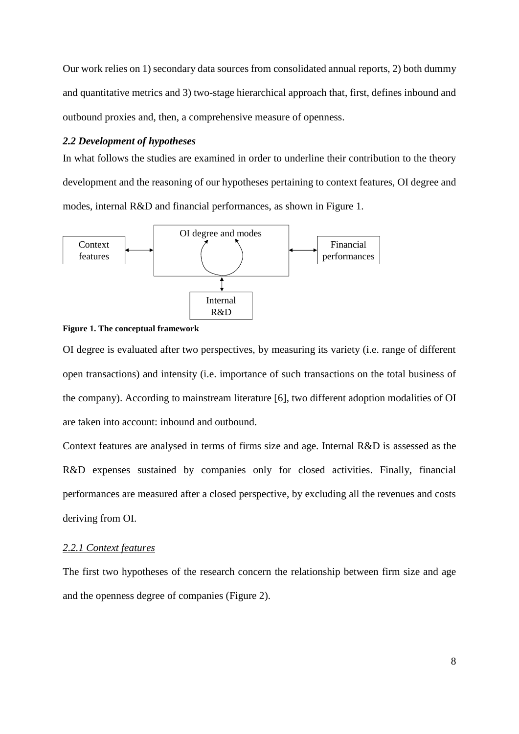Our work relies on 1) secondary data sources from consolidated annual reports, 2) both dummy and quantitative metrics and 3) two-stage hierarchical approach that, first, defines inbound and outbound proxies and, then, a comprehensive measure of openness.

### *2.2 Development of hypotheses*

In what follows the studies are examined in order to underline their contribution to the theory development and the reasoning of our hypotheses pertaining to context features, OI degree and modes, internal R&D and financial performances, as shown in Figure 1.

Context features

OI degree and modes

Financial performances

Internal R&D

**Figure 1. The conceptual framework**

OI degree is evaluated after two perspectives, by measuring its variety (i.e. range of different open transactions) and intensity (i.e. importance of such transactions on the total business of the company). According to mainstream literature [6], two different adoption modalities of OI are taken into account: inbound and outbound.

Context features are analysed in terms of firms size and age. Internal R&D is assessed as the R&D expenses sustained by companies only for closed activities. Finally, financial performances are measured after a closed perspective, by excluding all the revenues and costs deriving from OI.

#### 2.2.1 Context features

The first two hypotheses of the research concern the relationship between firm size and age and the openness degree of companies (Figure 2).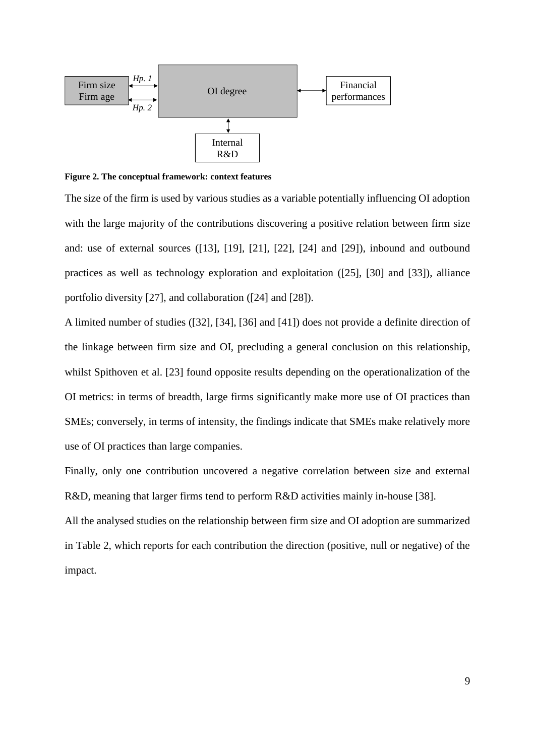**Figure 2. The conceptual framework: context features**

The size of the firm is used by various studies as a variable potentially influencing OI adoption with the large majority of the contributions discovering a positive relation between firm size and: use of external sources ([13], [19], [21], [22], [24] and [29]), inbound and outbound practices as well as technology exploration and exploitation ([25], [30] and [33]), alliance portfolio diversity [27], and collaboration ([24] and [28]).

A limited number of studies ([32], [34], [36] and [41]) does not provide a definite direction of the linkage between firm size and OI, precluding a general conclusion on this relationship, whilst Spithoven et al. [23] found opposite results depending on the operationalization of the OI metrics: in terms of breadth, large firms significantly make more use of OI practices than SMEs; conversely, in terms of intensity, the findings indicate that SMEs make relatively more use of OI practices than large companies.

Finally, only one contribution uncovered a negative correlation between size and external R&D, meaning that larger firms tend to perform R&D activities mainly in-house [38].

All the analysed studies on the relationship between firm size and OI adoption are summarized in Table 2, which reports for each contribution the direction (positive, null or negative) of the impact.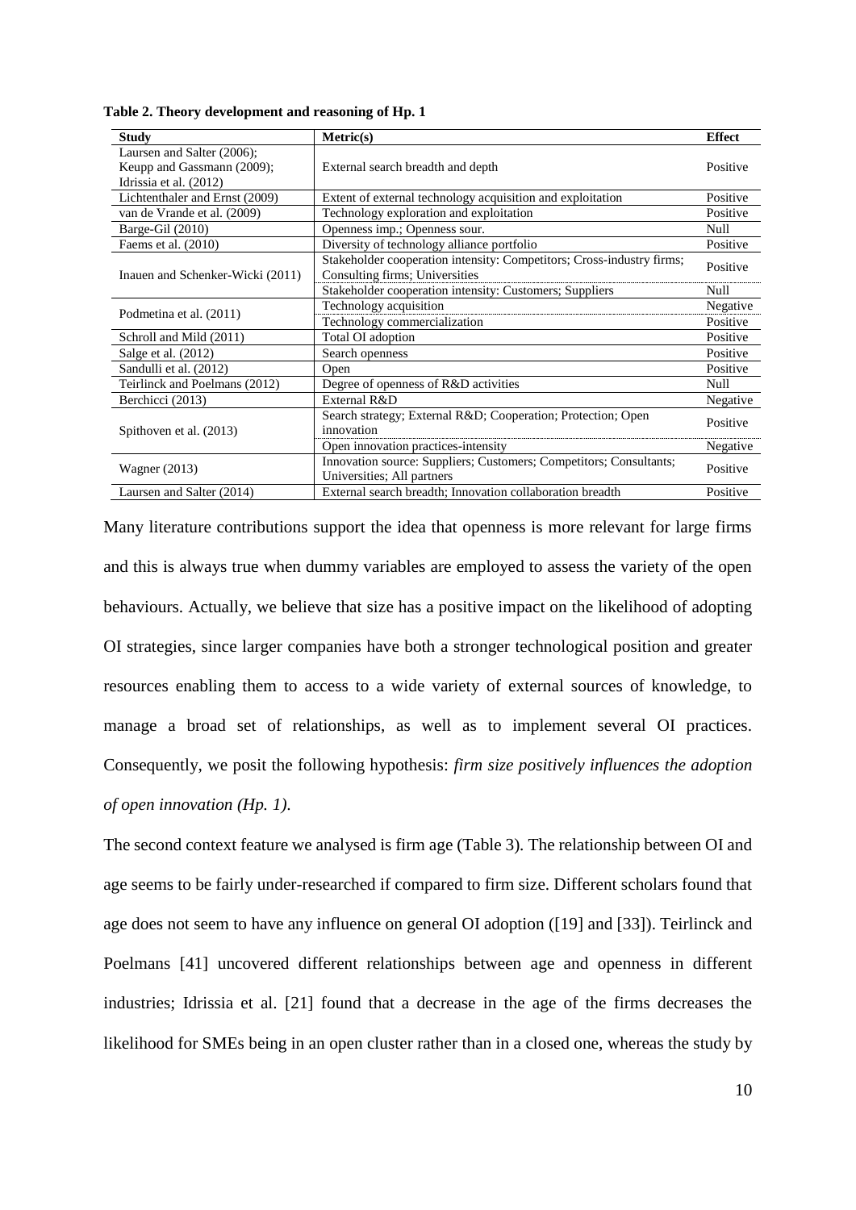**Table 2. Theory development and reasoning of Hp. 1**

| Study | Metric(s) | Effect |
|---|---|---|
| Laursen and Salter (2006); Keupp and Gassmann (2009); Idrissia et al. (2012) | External search breadth and depth | Positive |
| Lichtenthaler and Ernst (2009) | Extent of external technology acquisition and exploitation | Positive |
| van de Vrande et al. (2009) | Technology exploration and exploitation | Positive |
| Barge-Gil (2010) | Openness imp.; Openness sour. | Null |
| Faems et al. (2010) | Diversity of technology alliance portfolio | Positive |
| Inauen and Schenker-Wicki (2011) | Stakeholder cooperation intensity: Competitors; Cross-industry firms; Consulting firms; Universities | Positive |
| | Stakeholder cooperation intensity: Customers; Suppliers | Null |
| Podmetina et al. (2011) | Technology acquisition | Negative |
| | Technology commercialization | Positive |
| Schroll and Mild (2011) | Total OI adoption | Positive |
| Salge et al. (2012) | Search openness | Positive |
| Sandulli et al. (2012) | Open | Positive |
| Teirlinck and Poelmans (2012) | Degree of openness of R&D activities | Null |
| Berchicci (2013) | External R&D | Negative |
| Spithoven et al. (2013) | Search strategy; External R&D; Cooperation; Protection; Open innovation | Positive |
| | Open innovation practices-intensity | Negative |
| Wagner (2013) | Innovation source: Suppliers; Customers; Competitors; Consultants; Universities; All partners | Positive |
| Laursen and Salter (2014) | External search breadth; Innovation collaboration breadth | Positive |

Many literature contributions support the idea that openness is more relevant for large firms and this is always true when dummy variables are employed to assess the variety of the open behaviours. Actually, we believe that size has a positive impact on the likelihood of adopting OI strategies, since larger companies have both a stronger technological position and greater resources enabling them to access to a wide variety of external sources of knowledge, to manage a broad set of relationships, as well as to implement several OI practices. Consequently, we posit the following hypothesis: *firm size positively influences the adoption of open innovation (Hp. 1)*.

The second context feature we analysed is firm age (Table 3). The relationship between OI and age seems to be fairly under-researched if compared to firm size. Different scholars found that age does not seem to have any influence on general OI adoption ([19] and [33]). Teirlinck and Poelmans [41] uncovered different relationships between age and openness in different industries; Idrissia et al. [21] found that a decrease in the age of the firms decreases the likelihood for SMEs being in an open cluster rather than in a closed one, whereas the study by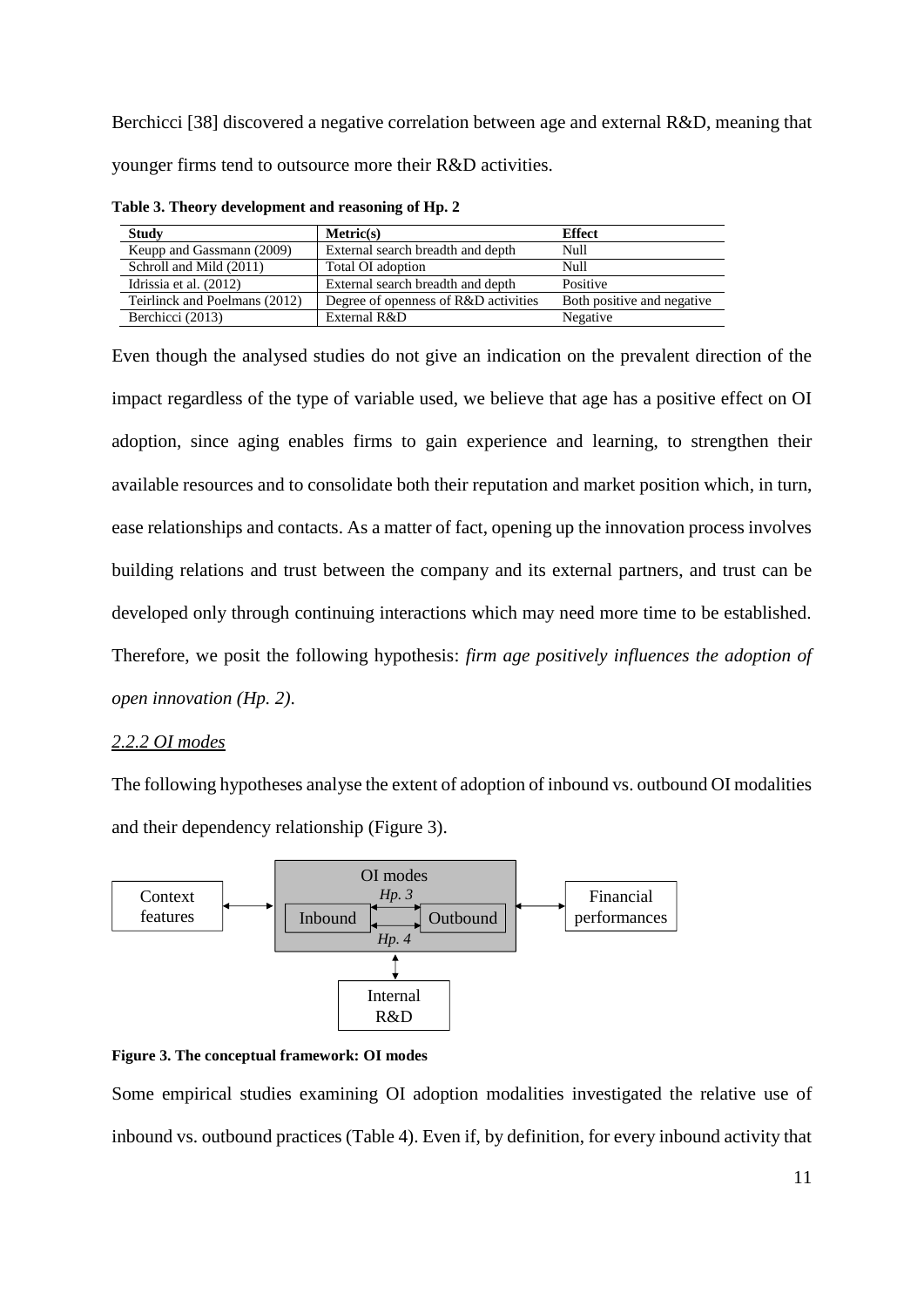Berchicci [38] discovered a negative correlation between age and external R&D, meaning that younger firms tend to outsource more their R&D activities.

**Table 3. Theory development and reasoning of Hp. 2**

| Study | Metric(s) | Effect |
|---|---|---|
| Keupp and Gassmann (2009) | External search breadth and depth | Null |
| Schroll and Mild (2011) | Total OI adoption | Null |
| Idrissia et al. (2012) | External search breadth and depth | Positive |
| Teirlinck and Poelmans (2012) | Degree of openness of R&D activities | Both positive and negative |
| Berchicci (2013) | External R&D | Negative |

Even though the analysed studies do not give an indication on the prevalent direction of the impact regardless of the type of variable used, we believe that age has a positive effect on OI adoption, since aging enables firms to gain experience and learning, to strengthen their available resources and to consolidate both their reputation and market position which, in turn, ease relationships and contacts. As a matter of fact, opening up the innovation process involves building relations and trust between the company and its external partners, and trust can be developed only through continuing interactions which may need more time to be established. Therefore, we posit the following hypothesis: *firm age positively influences the adoption of open innovation (Hp. 2)*.

### 2.2.2 OI modes

The following hypotheses analyse the extent of adoption of inbound vs. outbound OI modalities and their dependency relationship (Figure 3).

Context features | OI modes (Inbound, Outbound; Hp. 3, Hp. 4) | Financial performances | Internal R&D

**Figure 3. The conceptual framework: OI modes**

Some empirical studies examining OI adoption modalities investigated the relative use of inbound vs. outbound practices (Table 4). Even if, by definition, for every inbound activity that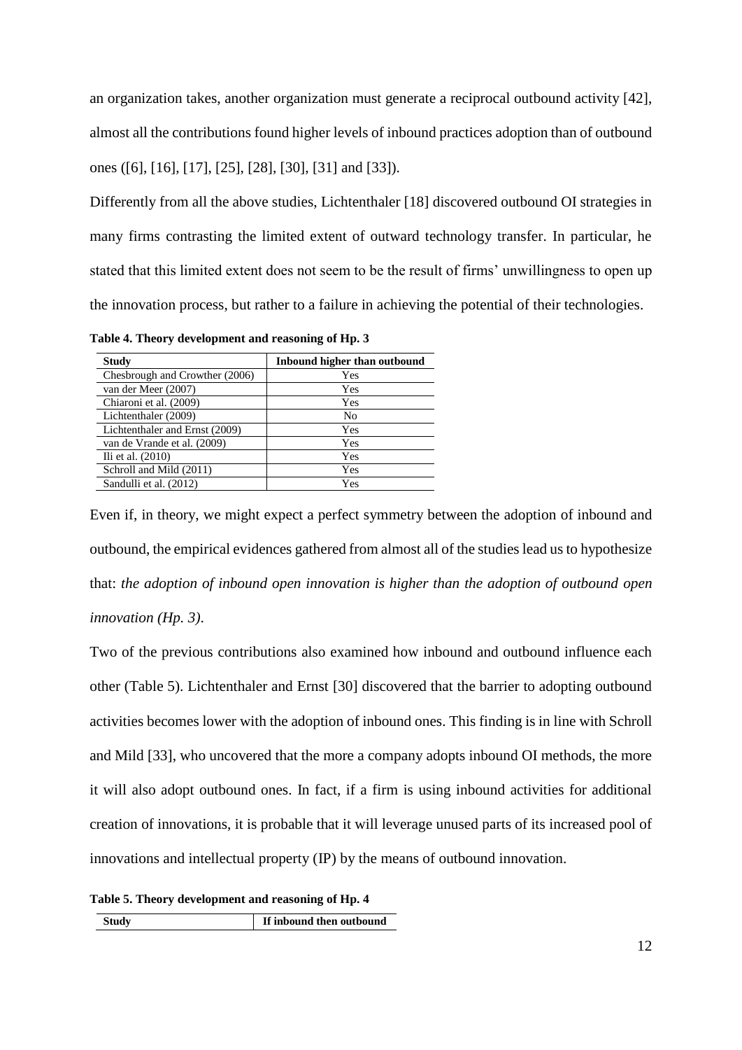an organization takes, another organization must generate a reciprocal outbound activity [42], almost all the contributions found higher levels of inbound practices adoption than of outbound ones ([6], [16], [17], [25], [28], [30], [31] and [33]).

Differently from all the above studies, Lichtenthaler [18] discovered outbound OI strategies in many firms contrasting the limited extent of outward technology transfer. In particular, he stated that this limited extent does not seem to be the result of firms' unwillingness to open up the innovation process, but rather to a failure in achieving the potential of their technologies.

**Table 4. Theory development and reasoning of Hp. 3**

| Study | Inbound higher than outbound |
|---|---|
| Chesbrough and Crowther (2006) | Yes |
| van der Meer (2007) | Yes |
| Chiaroni et al. (2009) | Yes |
| Lichtenthaler (2009) | No |
| Lichtenthaler and Ernst (2009) | Yes |
| van de Vrande et al. (2009) | Yes |
| Ili et al. (2010) | Yes |
| Schroll and Mild (2011) | Yes |
| Sandulli et al. (2012) | Yes |

Even if, in theory, we might expect a perfect symmetry between the adoption of inbound and outbound, the empirical evidences gathered from almost all of the studies lead us to hypothesize that: *the adoption of inbound open innovation is higher than the adoption of outbound open innovation (Hp. 3)*.

Two of the previous contributions also examined how inbound and outbound influence each other (Table 5). Lichtenthaler and Ernst [30] discovered that the barrier to adopting outbound activities becomes lower with the adoption of inbound ones. This finding is in line with Schroll and Mild [33], who uncovered that the more a company adopts inbound OI methods, the more it will also adopt outbound ones. In fact, if a firm is using inbound activities for additional creation of innovations, it is probable that it will leverage unused parts of its increased pool of innovations and intellectual property (IP) by the means of outbound innovation.

**Table 5. Theory development and reasoning of Hp. 4**

| Study | If inbound then outbound |
|---|---|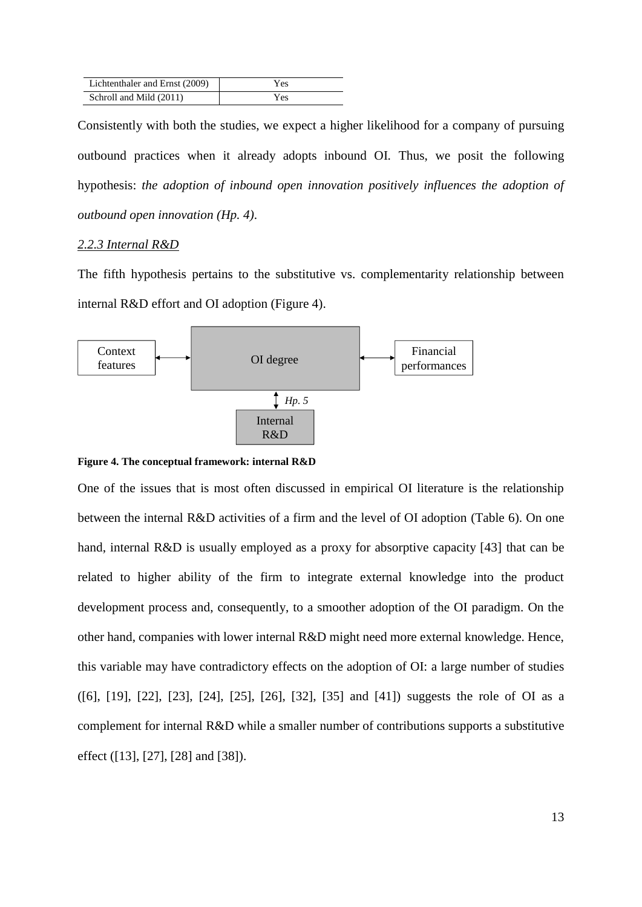| Lichtenthaler and Ernst (2009) | Yes |
|---|---|
| Schroll and Mild (2011) | Yes |

Consistently with both the studies, we expect a higher likelihood for a company of pursuing outbound practices when it already adopts inbound OI. Thus, we posit the following hypothesis: *the adoption of inbound open innovation positively influences the adoption of outbound open innovation (Hp. 4).*

### *2.2.3 Internal R&D*

The fifth hypothesis pertains to the substitutive vs. complementarity relationship between internal R&D effort and OI adoption (Figure 4).

Context features ↔ OI degree ↔ Financial performances

OI degree ↕ *Hp. 5* Internal R&D

**Figure 4. The conceptual framework: internal R&D**

One of the issues that is most often discussed in empirical OI literature is the relationship between the internal R&D activities of a firm and the level of OI adoption (Table 6). On one hand, internal R&D is usually employed as a proxy for absorptive capacity [43] that can be related to higher ability of the firm to integrate external knowledge into the product development process and, consequently, to a smoother adoption of the OI paradigm. On the other hand, companies with lower internal R&D might need more external knowledge. Hence, this variable may have contradictory effects on the adoption of OI: a large number of studies ([6], [19], [22], [23], [24], [25], [26], [32], [35] and [41]) suggests the role of OI as a complement for internal R&D while a smaller number of contributions supports a substitutive effect ([13], [27], [28] and [38]).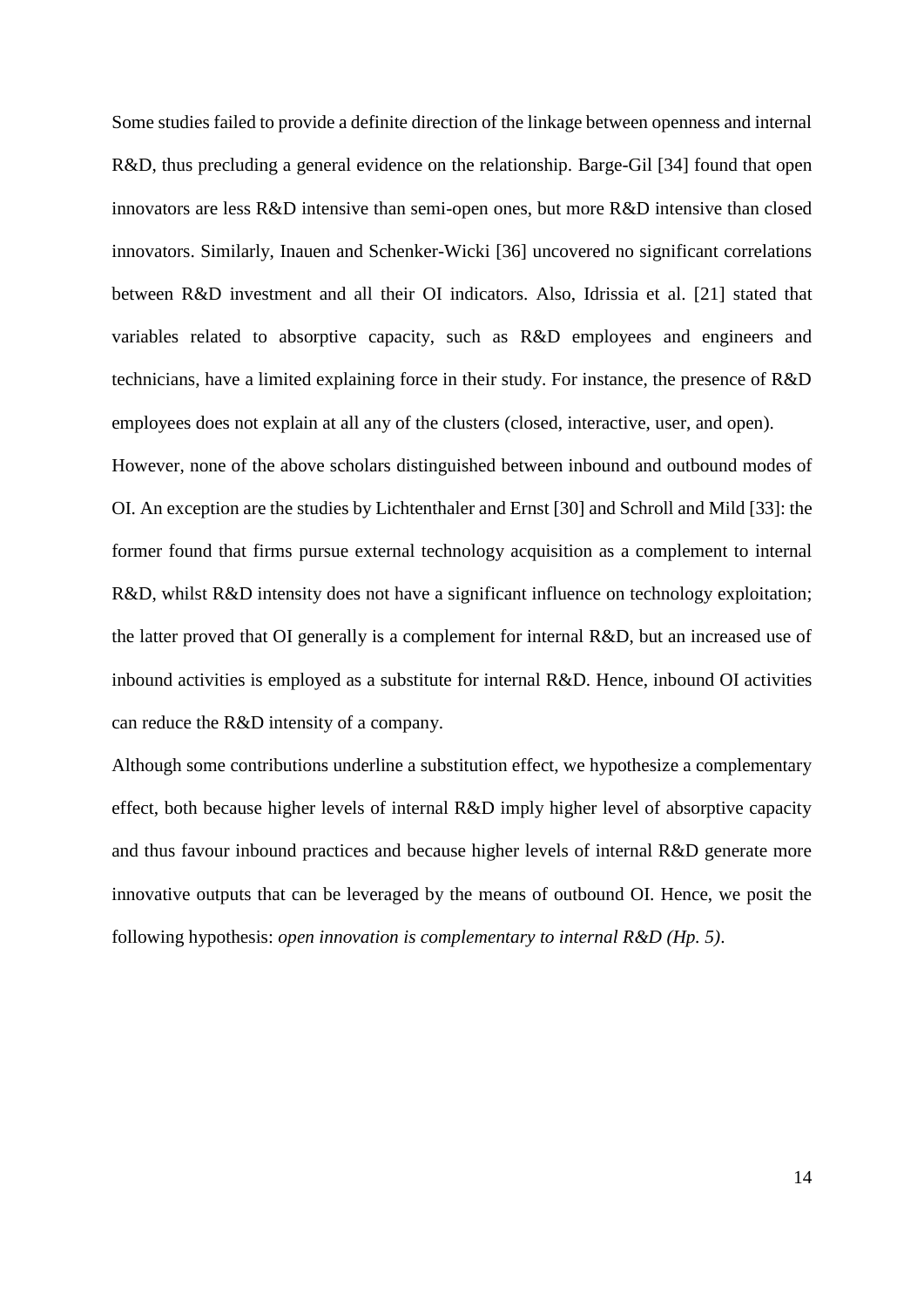Some studies failed to provide a definite direction of the linkage between openness and internal R&D, thus precluding a general evidence on the relationship. Barge-Gil [34] found that open innovators are less R&D intensive than semi-open ones, but more R&D intensive than closed innovators. Similarly, Inauen and Schenker-Wicki [36] uncovered no significant correlations between R&D investment and all their OI indicators. Also, Idrissia et al. [21] stated that variables related to absorptive capacity, such as R&D employees and engineers and technicians, have a limited explaining force in their study. For instance, the presence of R&D employees does not explain at all any of the clusters (closed, interactive, user, and open).

However, none of the above scholars distinguished between inbound and outbound modes of OI. An exception are the studies by Lichtenthaler and Ernst [30] and Schroll and Mild [33]: the former found that firms pursue external technology acquisition as a complement to internal R&D, whilst R&D intensity does not have a significant influence on technology exploitation; the latter proved that OI generally is a complement for internal R&D, but an increased use of inbound activities is employed as a substitute for internal R&D. Hence, inbound OI activities can reduce the R&D intensity of a company.

Although some contributions underline a substitution effect, we hypothesize a complementary effect, both because higher levels of internal R&D imply higher level of absorptive capacity and thus favour inbound practices and because higher levels of internal R&D generate more innovative outputs that can be leveraged by the means of outbound OI. Hence, we posit the following hypothesis: *open innovation is complementary to internal R&D (Hp. 5)*.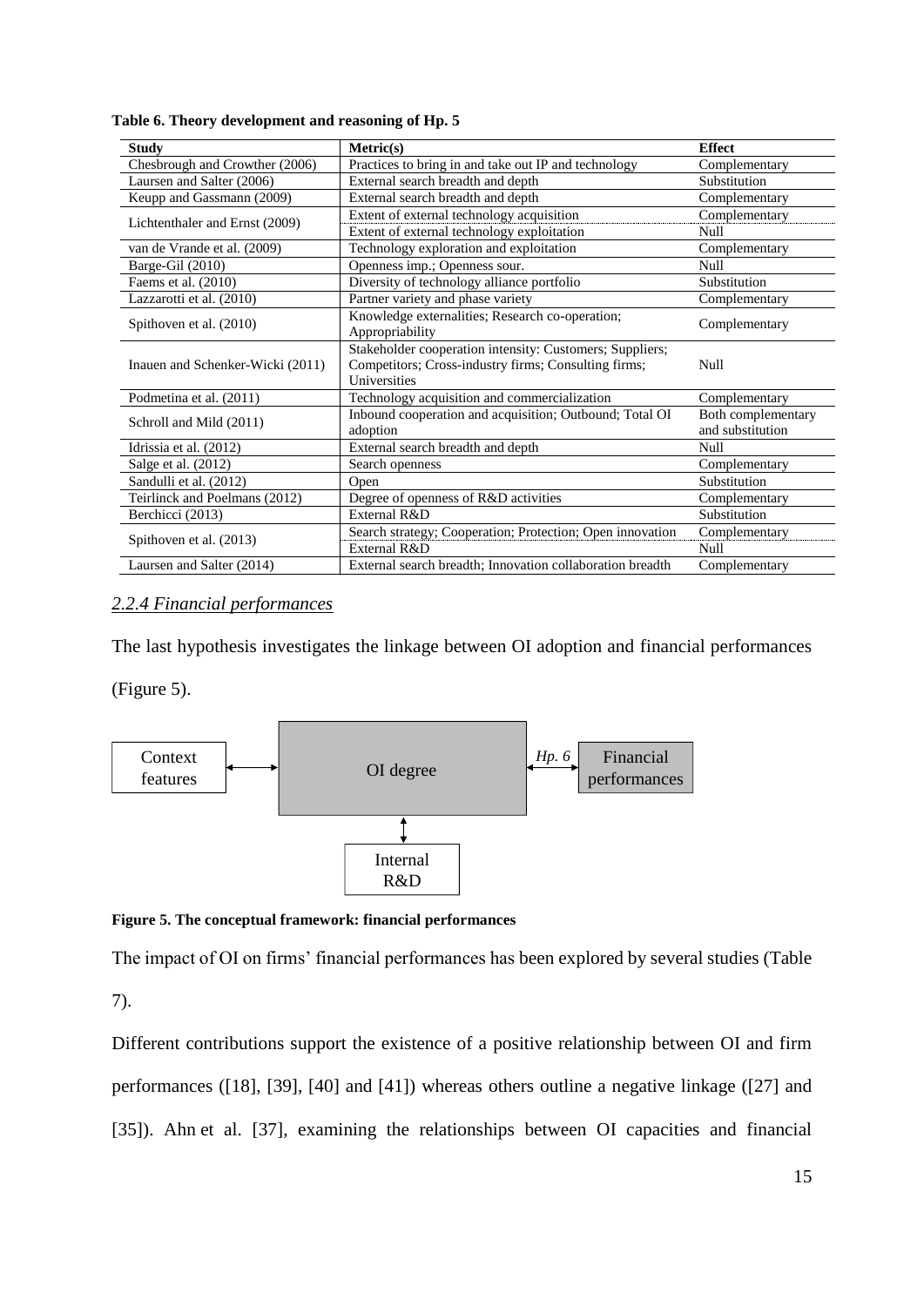**Table 6. Theory development and reasoning of Hp. 5**

| Study | Metric(s) | Effect |
|---|---|---|
| Chesbrough and Crowther (2006) | Practices to bring in and take out IP and technology | Complementary |
| Laursen and Salter (2006) | External search breadth and depth | Substitution |
| Keupp and Gassmann (2009) | External search breadth and depth | Complementary |
| Lichtenthaler and Ernst (2009) | Extent of external technology acquisition | Complementary |
| | Extent of external technology exploitation | Null |
| van de Vrande et al. (2009) | Technology exploration and exploitation | Complementary |
| Barge-Gil (2010) | Openness imp.; Openness sour. | Null |
| Faems et al. (2010) | Diversity of technology alliance portfolio | Substitution |
| Lazzarotti et al. (2010) | Partner variety and phase variety | Complementary |
| Spithoven et al. (2010) | Knowledge externalities; Research co-operation; Appropriability | Complementary |
| Inauen and Schenker-Wicki (2011) | Stakeholder cooperation intensity: Customers; Suppliers; Competitors; Cross-industry firms; Consulting firms; Universities | Null |
| Podmetina et al. (2011) | Technology acquisition and commercialization | Complementary |
| Schroll and Mild (2011) | Inbound cooperation and acquisition; Outbound; Total OI adoption | Both complementary and substitution |
| Idrissia et al. (2012) | External search breadth and depth | Null |
| Salge et al. (2012) | Search openness | Complementary |
| Sandulli et al. (2012) | Open | Substitution |
| Teirlinck and Poelmans (2012) | Degree of openness of R&D activities | Complementary |
| Berchicci (2013) | External R&D | Substitution |
| Spithoven et al. (2013) | Search strategy; Cooperation; Protection; Open innovation | Complementary |
| | External R&D | Null |
| Laursen and Salter (2014) | External search breadth; Innovation collaboration breadth | Complementary |

### *2.2.4 Financial performances*

The last hypothesis investigates the linkage between OI adoption and financial performances (Figure 5).

Context features ⟷ OI degree ⟷ (*Hp. 6*) Financial performances; OI degree ⟷ Internal R&D

**Figure 5. The conceptual framework: financial performances**

The impact of OI on firms' financial performances has been explored by several studies (Table 7).

Different contributions support the existence of a positive relationship between OI and firm performances ([18], [39], [40] and [41]) whereas others outline a negative linkage ([27] and [35]). Ahn et al. [37], examining the relationships between OI capacities and financial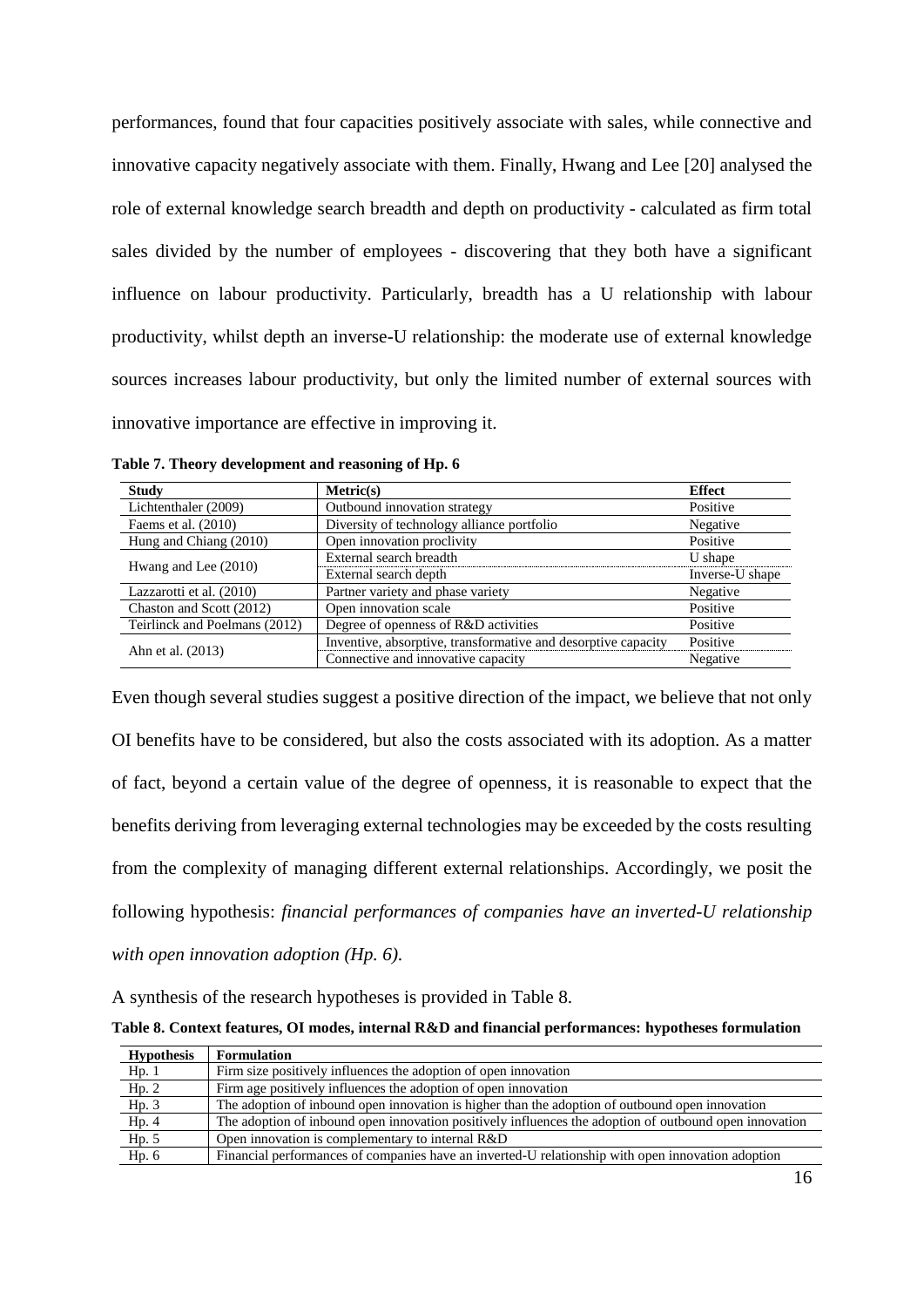performances, found that four capacities positively associate with sales, while connective and innovative capacity negatively associate with them. Finally, Hwang and Lee [20] analysed the role of external knowledge search breadth and depth on productivity - calculated as firm total sales divided by the number of employees - discovering that they both have a significant influence on labour productivity. Particularly, breadth has a U relationship with labour productivity, whilst depth an inverse-U relationship: the moderate use of external knowledge sources increases labour productivity, but only the limited number of external sources with innovative importance are effective in improving it.

**Table 7. Theory development and reasoning of Hp. 6**

| Study | Metric(s) | Effect |
|---|---|---|
| Lichtenthaler (2009) | Outbound innovation strategy | Positive |
| Faems et al. (2010) | Diversity of technology alliance portfolio | Negative |
| Hung and Chiang (2010) | Open innovation proclivity | Positive |
| Hwang and Lee (2010) | External search breadth | U shape |
| | External search depth | Inverse-U shape |
| Lazzarotti et al. (2010) | Partner variety and phase variety | Negative |
| Chaston and Scott (2012) | Open innovation scale | Positive |
| Teirlinck and Poelmans (2012) | Degree of openness of R&D activities | Positive |
| Ahn et al. (2013) | Inventive, absorptive, transformative and desorptive capacity | Positive |
| | Connective and innovative capacity | Negative |

Even though several studies suggest a positive direction of the impact, we believe that not only OI benefits have to be considered, but also the costs associated with its adoption. As a matter of fact, beyond a certain value of the degree of openness, it is reasonable to expect that the benefits deriving from leveraging external technologies may be exceeded by the costs resulting from the complexity of managing different external relationships. Accordingly, we posit the following hypothesis: *financial performances of companies have an inverted-U relationship with open innovation adoption (Hp. 6).*

A synthesis of the research hypotheses is provided in Table 8.

**Table 8. Context features, OI modes, internal R&D and financial performances: hypotheses formulation**

| Hypothesis | Formulation |
|---|---|
| Hp. 1 | Firm size positively influences the adoption of open innovation |
| Hp. 2 | Firm age positively influences the adoption of open innovation |
| Hp. 3 | The adoption of inbound open innovation is higher than the adoption of outbound open innovation |
| Hp. 4 | The adoption of inbound open innovation positively influences the adoption of outbound open innovation |
| Hp. 5 | Open innovation is complementary to internal R&D |
| Hp. 6 | Financial performances of companies have an inverted-U relationship with open innovation adoption |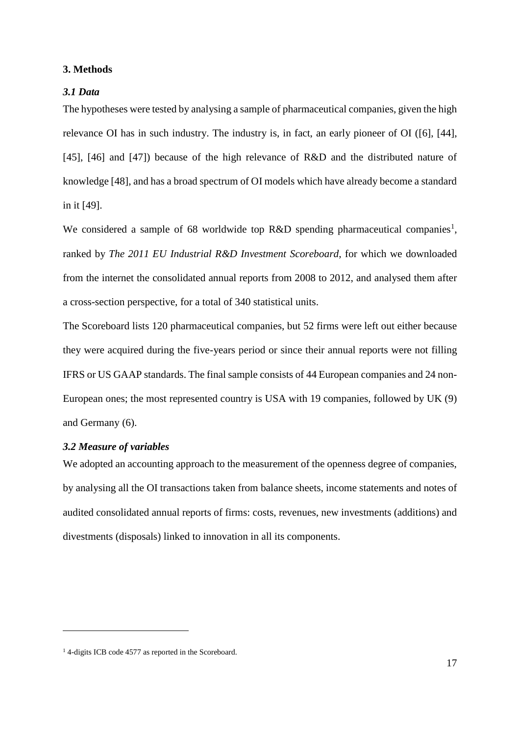## 3. Methods

### *3.1 Data*

The hypotheses were tested by analysing a sample of pharmaceutical companies, given the high relevance OI has in such industry. The industry is, in fact, an early pioneer of OI ([6], [44], [45], [46] and [47]) because of the high relevance of R&D and the distributed nature of knowledge [48], and has a broad spectrum of OI models which have already become a standard in it [49].

We considered a sample of 68 worldwide top R&D spending pharmaceutical companies[1], ranked by *The 2011 EU Industrial R&D Investment Scoreboard*, for which we downloaded from the internet the consolidated annual reports from 2008 to 2012, and analysed them after a cross-section perspective, for a total of 340 statistical units.

The Scoreboard lists 120 pharmaceutical companies, but 52 firms were left out either because they were acquired during the five-years period or since their annual reports were not filling IFRS or US GAAP standards. The final sample consists of 44 European companies and 24 non-European ones; the most represented country is USA with 19 companies, followed by UK (9) and Germany (6).

### *3.2 Measure of variables*

We adopted an accounting approach to the measurement of the openness degree of companies, by analysing all the OI transactions taken from balance sheets, income statements and notes of audited consolidated annual reports of firms: costs, revenues, new investments (additions) and divestments (disposals) linked to innovation in all its components.

---

[1] 4-digits ICB code 4577 as reported in the Scoreboard.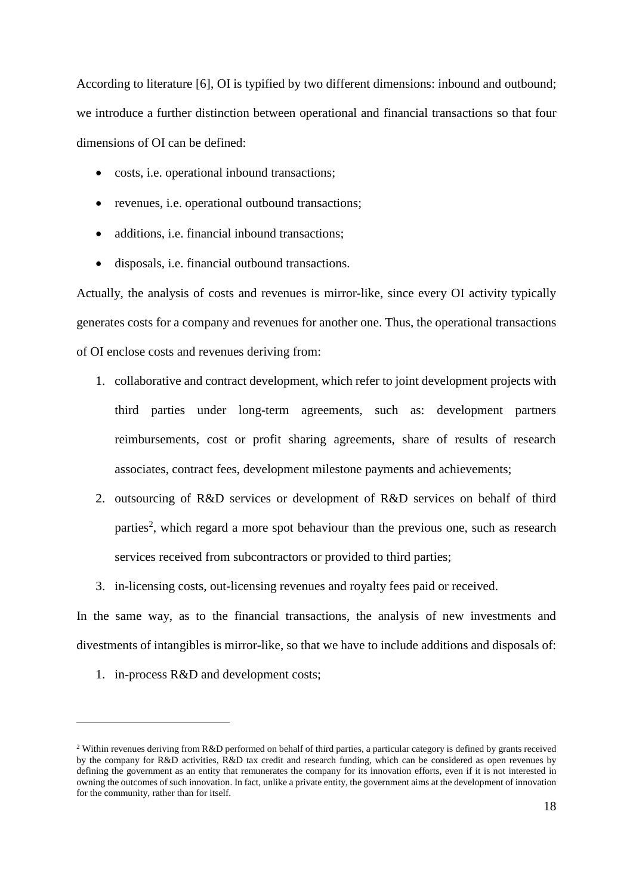According to literature [6], OI is typified by two different dimensions: inbound and outbound; we introduce a further distinction between operational and financial transactions so that four dimensions of OI can be defined:

- costs, i.e. operational inbound transactions;
- revenues, i.e. operational outbound transactions;
- additions, i.e. financial inbound transactions;
- disposals, i.e. financial outbound transactions.

Actually, the analysis of costs and revenues is mirror-like, since every OI activity typically generates costs for a company and revenues for another one. Thus, the operational transactions of OI enclose costs and revenues deriving from:

1. collaborative and contract development, which refer to joint development projects with third parties under long-term agreements, such as: development partners reimbursements, cost or profit sharing agreements, share of results of research associates, contract fees, development milestone payments and achievements;
2. outsourcing of R&D services or development of R&D services on behalf of third parties[2], which regard a more spot behaviour than the previous one, such as research services received from subcontractors or provided to third parties;
3. in-licensing costs, out-licensing revenues and royalty fees paid or received.

In the same way, as to the financial transactions, the analysis of new investments and divestments of intangibles is mirror-like, so that we have to include additions and disposals of:

1. in-process R&D and development costs;

[2] Within revenues deriving from R&D performed on behalf of third parties, a particular category is defined by grants received by the company for R&D activities, R&D tax credit and research funding, which can be considered as open revenues by defining the government as an entity that remunerates the company for its innovation efforts, even if it is not interested in owning the outcomes of such innovation. In fact, unlike a private entity, the government aims at the development of innovation for the community, rather than for itself.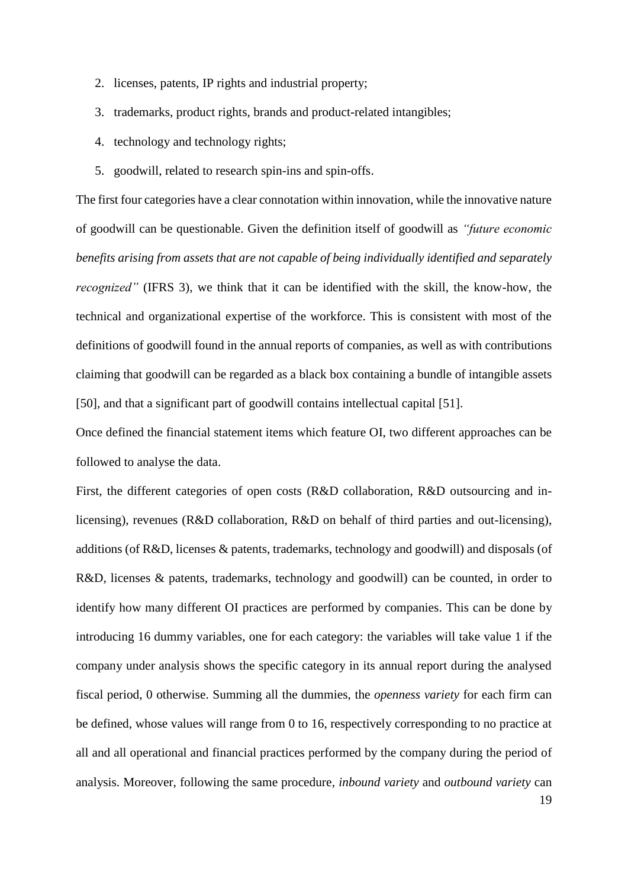2. licenses, patents, IP rights and industrial property;
3. trademarks, product rights, brands and product-related intangibles;
4. technology and technology rights;
5. goodwill, related to research spin-ins and spin-offs.

The first four categories have a clear connotation within innovation, while the innovative nature of goodwill can be questionable. Given the definition itself of goodwill as *"future economic benefits arising from assets that are not capable of being individually identified and separately recognized"* (IFRS 3), we think that it can be identified with the skill, the know-how, the technical and organizational expertise of the workforce. This is consistent with most of the definitions of goodwill found in the annual reports of companies, as well as with contributions claiming that goodwill can be regarded as a black box containing a bundle of intangible assets [50], and that a significant part of goodwill contains intellectual capital [51].

Once defined the financial statement items which feature OI, two different approaches can be followed to analyse the data.

First, the different categories of open costs (R&D collaboration, R&D outsourcing and in-licensing), revenues (R&D collaboration, R&D on behalf of third parties and out-licensing), additions (of R&D, licenses & patents, trademarks, technology and goodwill) and disposals (of R&D, licenses & patents, trademarks, technology and goodwill) can be counted, in order to identify how many different OI practices are performed by companies. This can be done by introducing 16 dummy variables, one for each category: the variables will take value 1 if the company under analysis shows the specific category in its annual report during the analysed fiscal period, 0 otherwise. Summing all the dummies, the *openness variety* for each firm can be defined, whose values will range from 0 to 16, respectively corresponding to no practice at all and all operational and financial practices performed by the company during the period of analysis. Moreover, following the same procedure, *inbound variety* and *outbound variety* can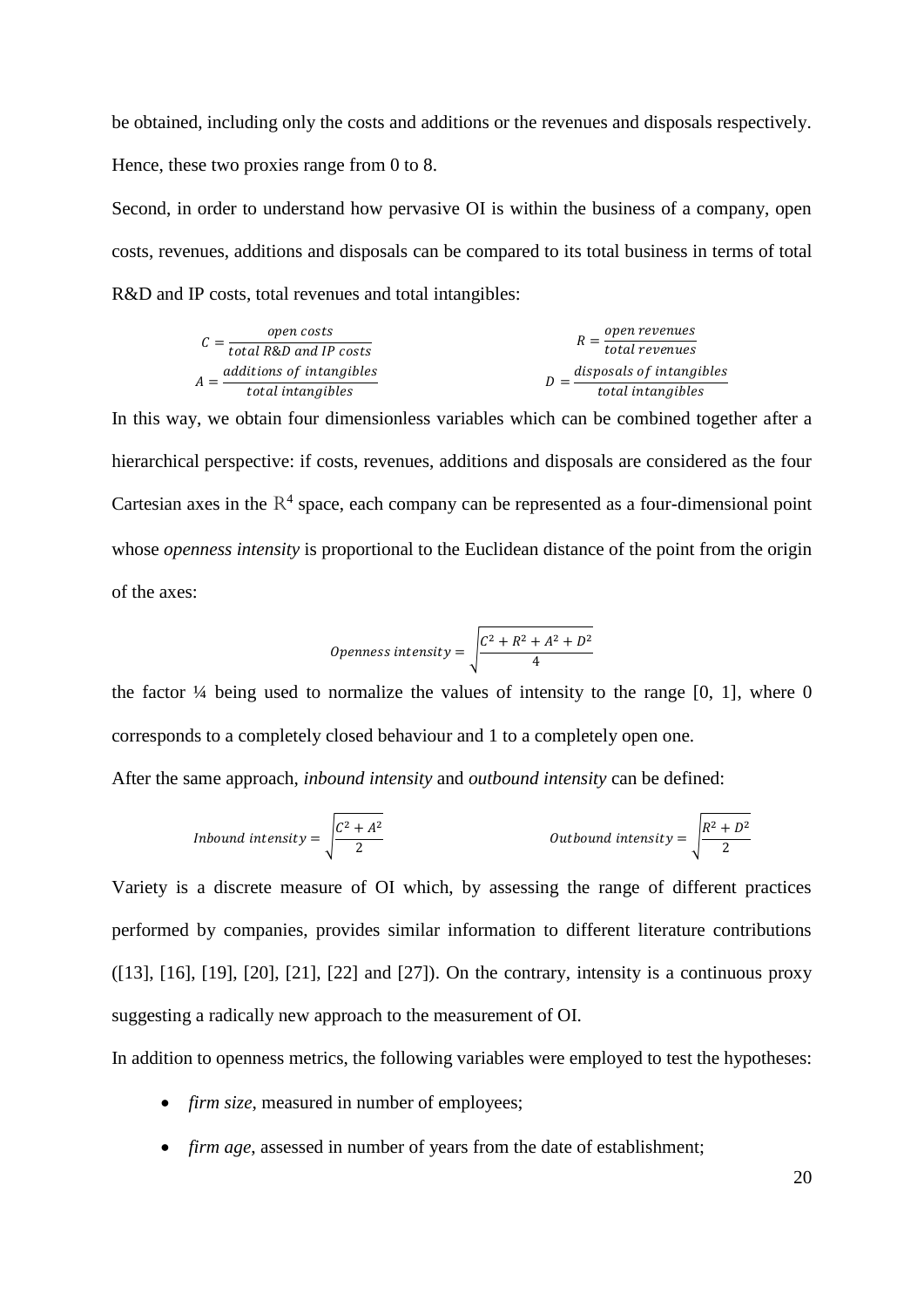be obtained, including only the costs and additions or the revenues and disposals respectively. Hence, these two proxies range from 0 to 8.

Second, in order to understand how pervasive OI is within the business of a company, open costs, revenues, additions and disposals can be compared to its total business in terms of total R&D and IP costs, total revenues and total intangibles:

$$C = \frac{open\ costs}{total\ R\&D\ and\ IP\ costs} \qquad R = \frac{open\ revenues}{total\ revenues}$$

$$A = \frac{additions\ of\ intangibles}{total\ intangibles} \qquad D = \frac{disposals\ of\ intangibles}{total\ intangibles}$$

In this way, we obtain four dimensionless variables which can be combined together after a hierarchical perspective: if costs, revenues, additions and disposals are considered as the four Cartesian axes in the $\mathbb{R}^4$ space, each company can be represented as a four-dimensional point whose *openness intensity* is proportional to the Euclidean distance of the point from the origin of the axes:

$$Openness\ intensity = \sqrt{\frac{C^2 + R^2 + A^2 + D^2}{4}}$$

the factor ¼ being used to normalize the values of intensity to the range [0, 1], where 0 corresponds to a completely closed behaviour and 1 to a completely open one.

After the same approach, *inbound intensity* and *outbound intensity* can be defined:

$$Inbound\ intensity = \sqrt{\frac{C^2 + A^2}{2}} \qquad Outbound\ intensity = \sqrt{\frac{R^2 + D^2}{2}}$$

Variety is a discrete measure of OI which, by assessing the range of different practices performed by companies, provides similar information to different literature contributions ([13], [16], [19], [20], [21], [22] and [27]). On the contrary, intensity is a continuous proxy suggesting a radically new approach to the measurement of OI.

In addition to openness metrics, the following variables were employed to test the hypotheses:

- *firm size*, measured in number of employees;
- *firm age*, assessed in number of years from the date of establishment;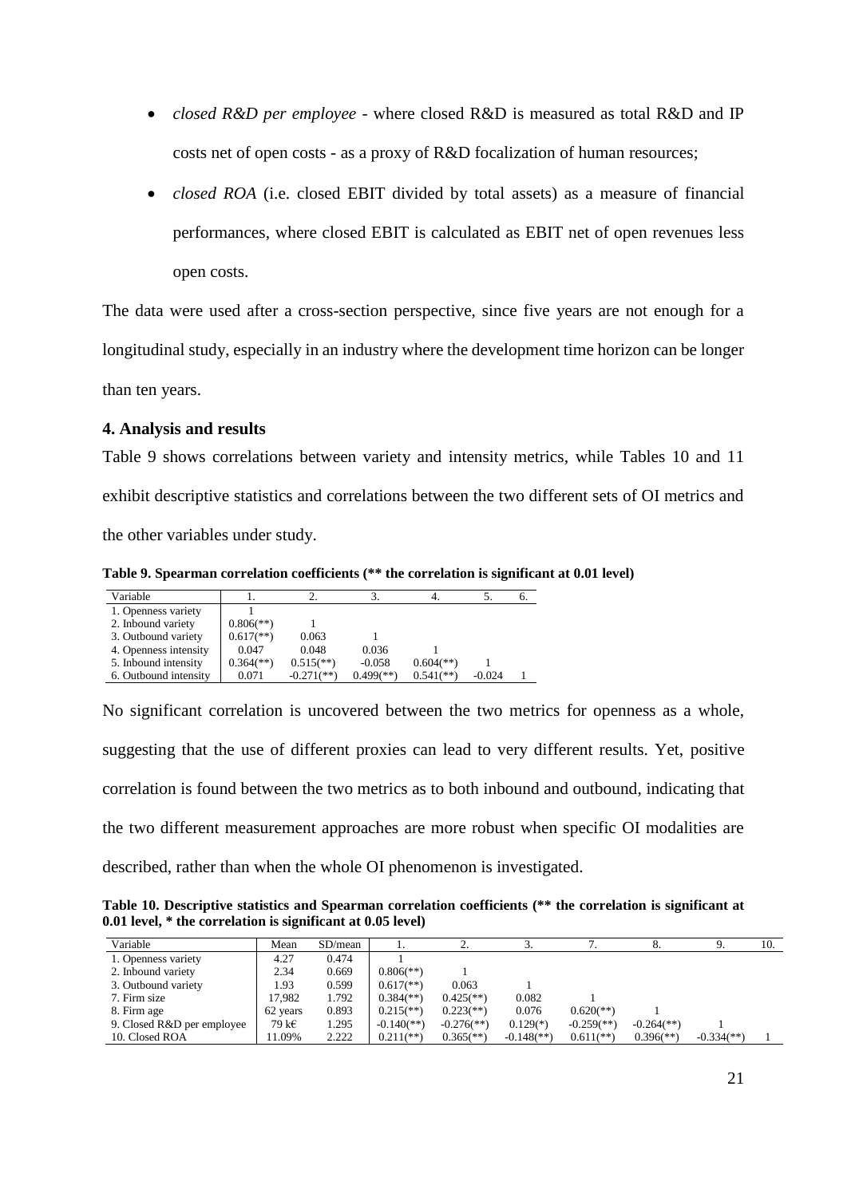- *closed R&D per employee* - where closed R&D is measured as total R&D and IP costs net of open costs - as a proxy of R&D focalization of human resources;
- *closed ROA* (i.e. closed EBIT divided by total assets) as a measure of financial performances, where closed EBIT is calculated as EBIT net of open revenues less open costs.

The data were used after a cross-section perspective, since five years are not enough for a longitudinal study, especially in an industry where the development time horizon can be longer than ten years.

## 4. Analysis and results

Table 9 shows correlations between variety and intensity metrics, while Tables 10 and 11 exhibit descriptive statistics and correlations between the two different sets of OI metrics and the other variables under study.

**Table 9. Spearman correlation coefficients (** the correlation is significant at 0.01 level)**

| Variable | 1. | 2. | 3. | 4. | 5. | 6. |
|---|---|---|---|---|---|---|
| 1. Openness variety | 1 | | | | | |
| 2. Inbound variety | 0.806(**) | 1 | | | | |
| 3. Outbound variety | 0.617(**) | 0.063 | 1 | | | |
| 4. Openness intensity | 0.047 | 0.048 | 0.036 | 1 | | |
| 5. Inbound intensity | 0.364(**) | 0.515(**) | -0.058 | 0.604(**) | 1 | |
| 6. Outbound intensity | 0.071 | -0.271(**) | 0.499(**) | 0.541(**) | -0.024 | 1 |

No significant correlation is uncovered between the two metrics for openness as a whole, suggesting that the use of different proxies can lead to very different results. Yet, positive correlation is found between the two metrics as to both inbound and outbound, indicating that the two different measurement approaches are more robust when specific OI modalities are described, rather than when the whole OI phenomenon is investigated.

**Table 10. Descriptive statistics and Spearman correlation coefficients (** the correlation is significant at 0.01 level, * the correlation is significant at 0.05 level)**

| Variable | Mean | SD/mean | 1. | 2. | 3. | 7. | 8. | 9. | 10. |
|---|---|---|---|---|---|---|---|---|---|
| 1. Openness variety | 4.27 | 0.474 | 1 | | | | | | |
| 2. Inbound variety | 2.34 | 0.669 | 0.806(**) | 1 | | | | | |
| 3. Outbound variety | 1.93 | 0.599 | 0.617(**) | 0.063 | 1 | | | | |
| 7. Firm size | 17,982 | 1.792 | 0.384(**) | 0.425(**) | 0.082 | 1 | | | |
| 8. Firm age | 62 years | 0.893 | 0.215(**) | 0.223(**) | 0.076 | 0.620(**) | 1 | | |
| 9. Closed R&D per employee | 79 k€ | 1.295 | -0.140(**) | -0.276(**) | 0.129(*) | -0.259(**) | -0.264(**) | 1 | |
| 10. Closed ROA | 11.09% | 2.222 | 0.211(**) | 0.365(**) | -0.148(**) | 0.611(**) | 0.396(**) | -0.334(**) | 1 |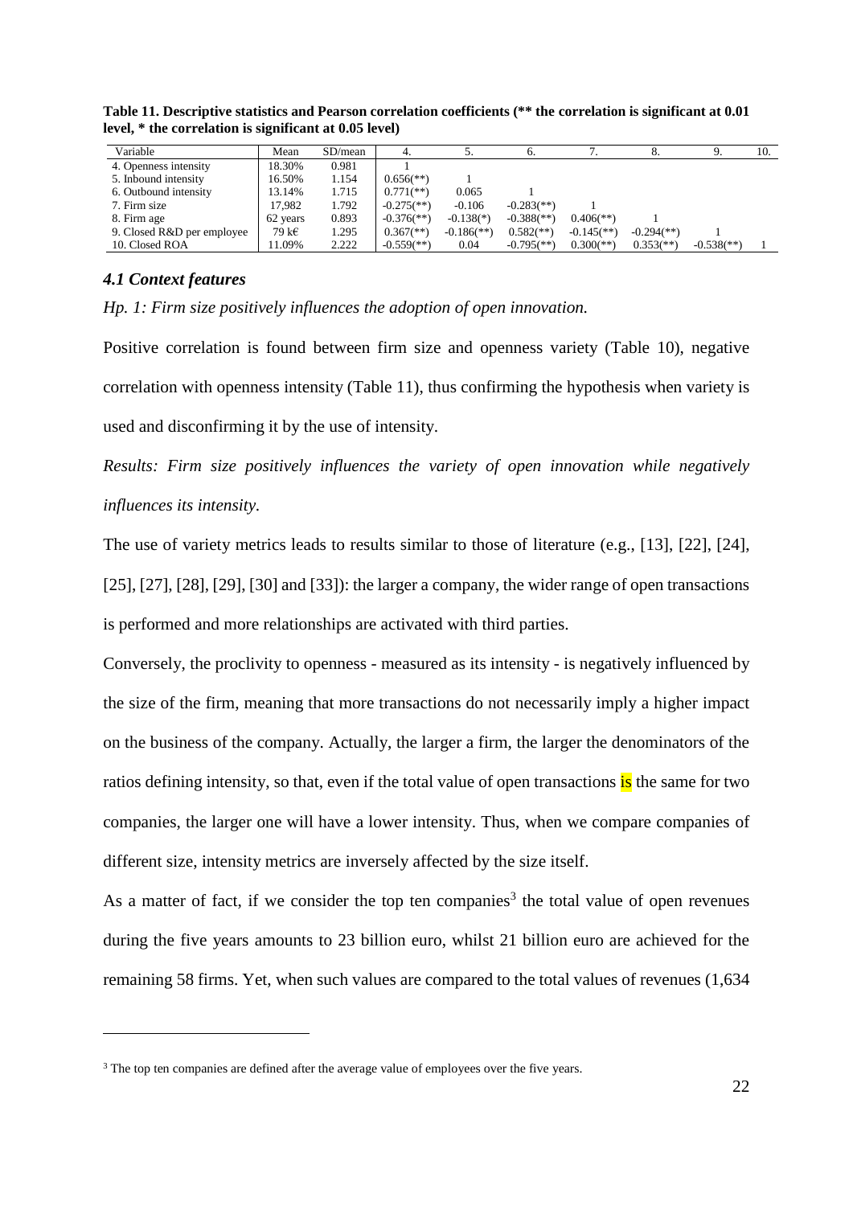**Table 11. Descriptive statistics and Pearson correlation coefficients (** the correlation is significant at 0.01 level, * the correlation is significant at 0.05 level)**

| Variable | Mean | SD/mean | 4. | 5. | 6. | 7. | 8. | 9. | 10. |
|---|---|---|---|---|---|---|---|---|---|
| 4. Openness intensity | 18.30% | 0.981 | 1 | | | | | | |
| 5. Inbound intensity | 16.50% | 1.154 | 0.656(**) | 1 | | | | | |
| 6. Outbound intensity | 13.14% | 1.715 | 0.771(**) | 0.065 | 1 | | | | |
| 7. Firm size | 17,982 | 1.792 | -0.275(**) | -0.106 | -0.283(**) | 1 | | | |
| 8. Firm age | 62 years | 0.893 | -0.376(**) | -0.138(*) | -0.388(**) | 0.406(**) | 1 | | |
| 9. Closed R&D per employee | 79 k€ | 1.295 | 0.367(**) | -0.186(**) | 0.582(**) | -0.145(**) | -0.294(**) | 1 | |
| 10. Closed ROA | 11.09% | 2.222 | -0.559(**) | 0.04 | -0.795(**) | 0.300(**) | 0.353(**) | -0.538(**) | 1 |

### *4.1 Context features*

*Hp. 1: Firm size positively influences the adoption of open innovation.*

Positive correlation is found between firm size and openness variety (Table 10), negative correlation with openness intensity (Table 11), thus confirming the hypothesis when variety is used and disconfirming it by the use of intensity.

*Results: Firm size positively influences the variety of open innovation while negatively influences its intensity.*

The use of variety metrics leads to results similar to those of literature (e.g., [13], [22], [24], [25], [27], [28], [29], [30] and [33]): the larger a company, the wider range of open transactions is performed and more relationships are activated with third parties.

Conversely, the proclivity to openness - measured as its intensity - is negatively influenced by the size of the firm, meaning that more transactions do not necessarily imply a higher impact on the business of the company. Actually, the larger a firm, the larger the denominators of the ratios defining intensity, so that, even if the total value of open transactions is the same for two companies, the larger one will have a lower intensity. Thus, when we compare companies of different size, intensity metrics are inversely affected by the size itself.

As a matter of fact, if we consider the top ten companies[3] the total value of open revenues during the five years amounts to 23 billion euro, whilst 21 billion euro are achieved for the remaining 58 firms. Yet, when such values are compared to the total values of revenues (1,634

[3] The top ten companies are defined after the average value of employees over the five years.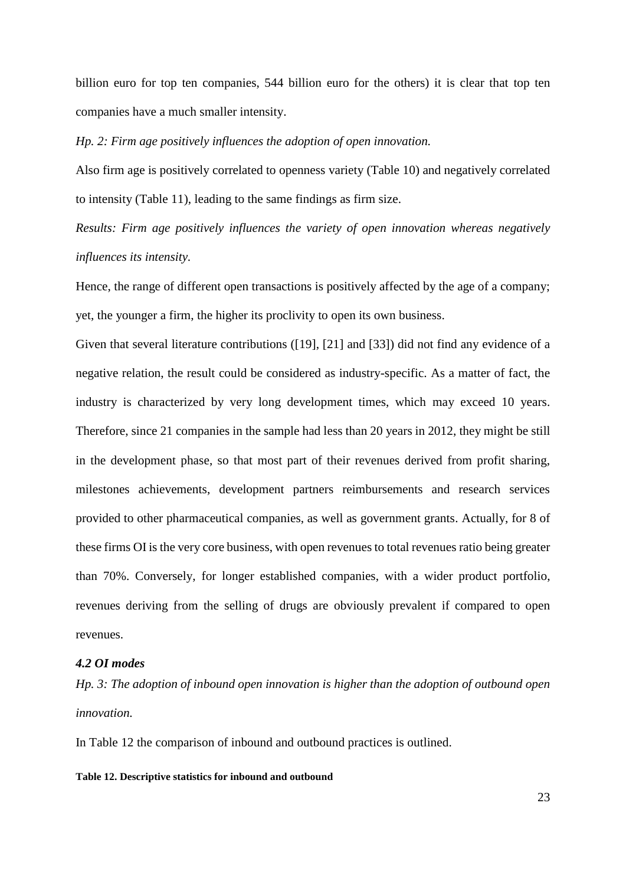billion euro for top ten companies, 544 billion euro for the others) it is clear that top ten companies have a much smaller intensity.

*Hp. 2: Firm age positively influences the adoption of open innovation.*

Also firm age is positively correlated to openness variety (Table 10) and negatively correlated to intensity (Table 11), leading to the same findings as firm size.

*Results: Firm age positively influences the variety of open innovation whereas negatively influences its intensity.*

Hence, the range of different open transactions is positively affected by the age of a company; yet, the younger a firm, the higher its proclivity to open its own business.

Given that several literature contributions ([19], [21] and [33]) did not find any evidence of a negative relation, the result could be considered as industry-specific. As a matter of fact, the industry is characterized by very long development times, which may exceed 10 years. Therefore, since 21 companies in the sample had less than 20 years in 2012, they might be still in the development phase, so that most part of their revenues derived from profit sharing, milestones achievements, development partners reimbursements and research services provided to other pharmaceutical companies, as well as government grants. Actually, for 8 of these firms OI is the very core business, with open revenues to total revenues ratio being greater than 70%. Conversely, for longer established companies, with a wider product portfolio, revenues deriving from the selling of drugs are obviously prevalent if compared to open revenues.

### *4.2 OI modes*

*Hp. 3: The adoption of inbound open innovation is higher than the adoption of outbound open innovation.*

In Table 12 the comparison of inbound and outbound practices is outlined.

**Table 12. Descriptive statistics for inbound and outbound**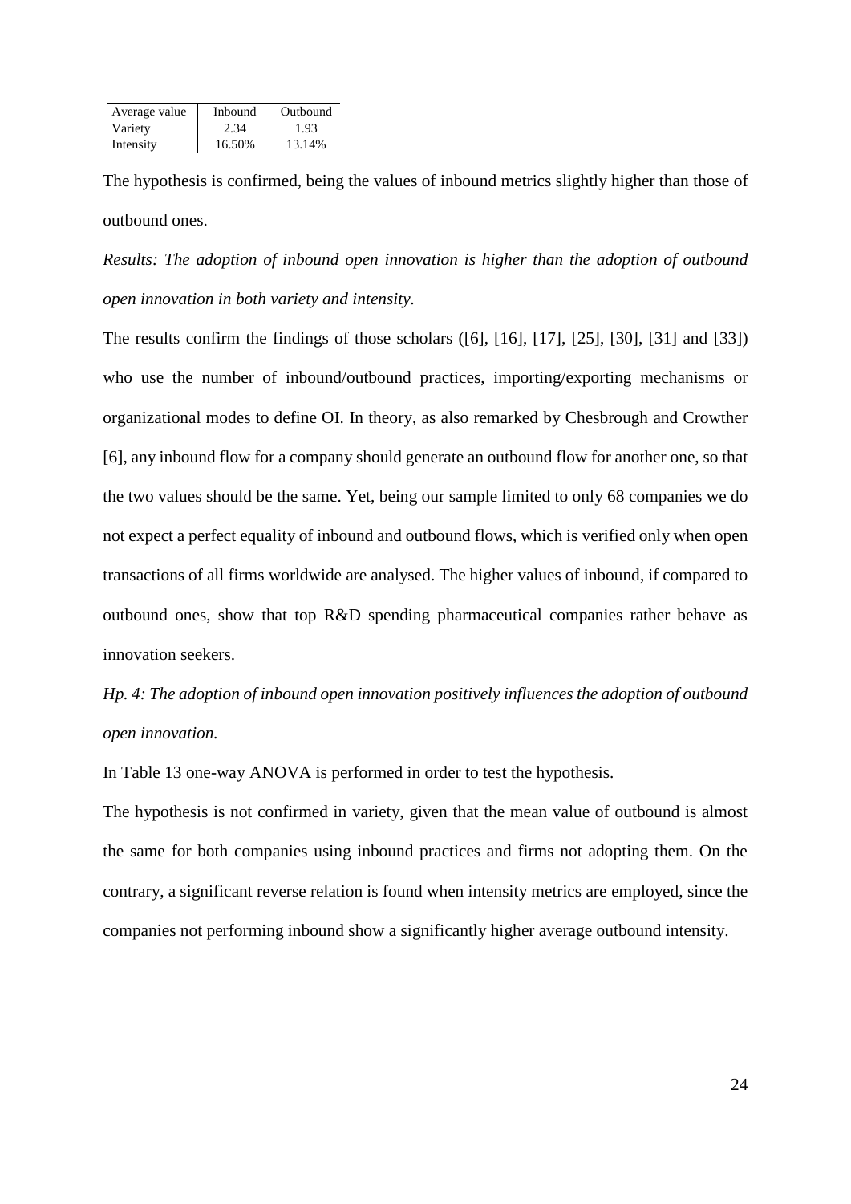| Average value | Inbound | Outbound |
|---|---|---|
| Variety | 2.34 | 1.93 |
| Intensity | 16.50% | 13.14% |

The hypothesis is confirmed, being the values of inbound metrics slightly higher than those of outbound ones.

*Results: The adoption of inbound open innovation is higher than the adoption of outbound open innovation in both variety and intensity.*

The results confirm the findings of those scholars ([6], [16], [17], [25], [30], [31] and [33]) who use the number of inbound/outbound practices, importing/exporting mechanisms or organizational modes to define OI. In theory, as also remarked by Chesbrough and Crowther [6], any inbound flow for a company should generate an outbound flow for another one, so that the two values should be the same. Yet, being our sample limited to only 68 companies we do not expect a perfect equality of inbound and outbound flows, which is verified only when open transactions of all firms worldwide are analysed. The higher values of inbound, if compared to outbound ones, show that top R&D spending pharmaceutical companies rather behave as innovation seekers.

*Hp. 4: The adoption of inbound open innovation positively influences the adoption of outbound open innovation.*

In Table 13 one-way ANOVA is performed in order to test the hypothesis.

The hypothesis is not confirmed in variety, given that the mean value of outbound is almost the same for both companies using inbound practices and firms not adopting them. On the contrary, a significant reverse relation is found when intensity metrics are employed, since the companies not performing inbound show a significantly higher average outbound intensity.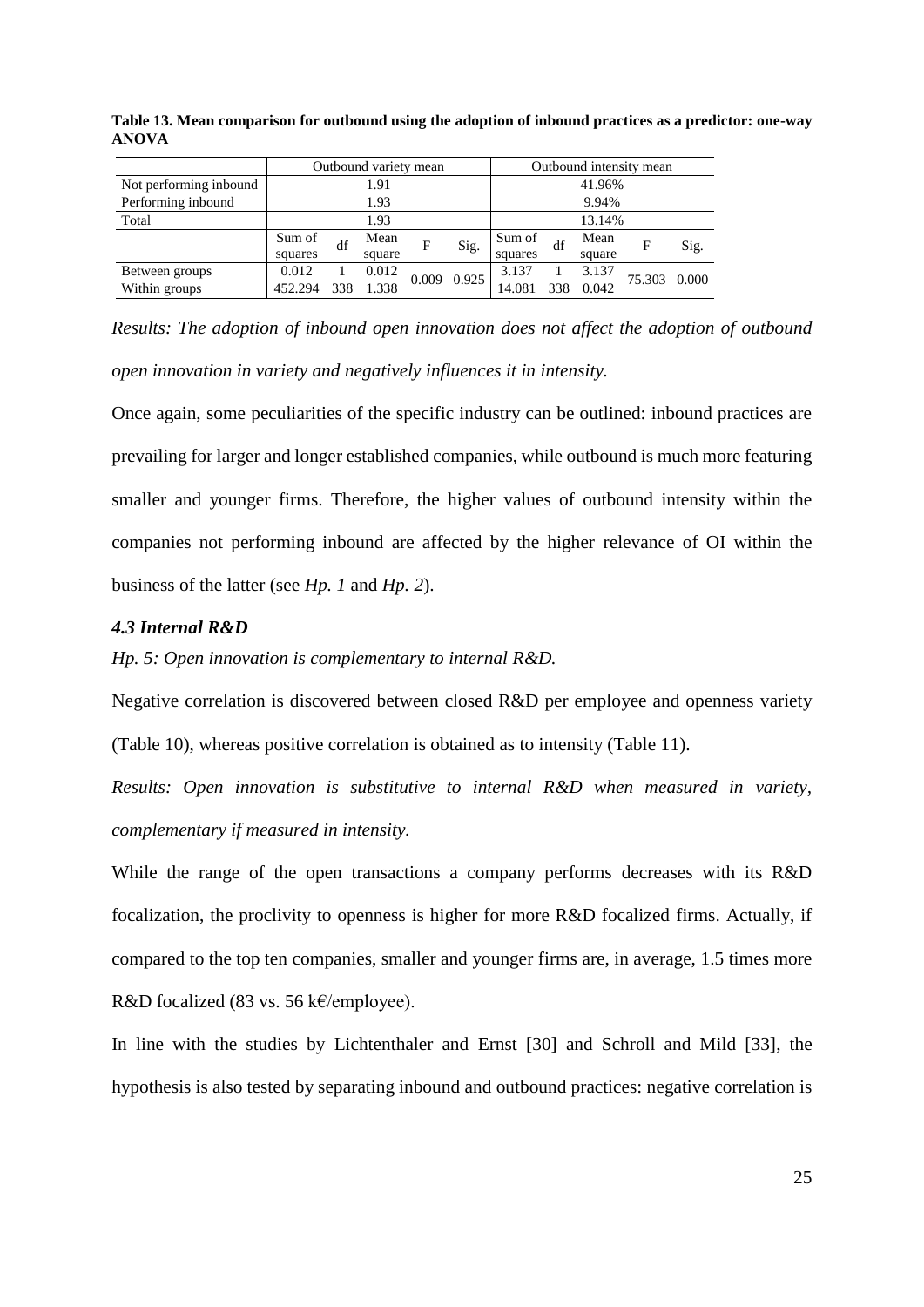**Table 13. Mean comparison for outbound using the adoption of inbound practices as a predictor: one-way ANOVA**

| | Outbound variety mean | | | | | Outbound intensity mean | | | | |
|---|---|---|---|---|---|---|---|---|---|---|
| Not performing inbound | 1.91 | | | | | 41.96% | | | | |
| Performing inbound | 1.93 | | | | | 9.94% | | | | |
| Total | 1.93 | | | | | 13.14% | | | | |
| | Sum of squares | df | Mean square | F | Sig. | Sum of squares | df | Mean square | F | Sig. |
| Between groups | 0.012 | 1 | 0.012 | 0.009 | 0.925 | 3.137 | 1 | 3.137 | 75.303 | 0.000 |
| Within groups | 452.294 | 338 | 1.338 | | | 14.081 | 338 | 0.042 | | |

*Results: The adoption of inbound open innovation does not affect the adoption of outbound open innovation in variety and negatively influences it in intensity.*

Once again, some peculiarities of the specific industry can be outlined: inbound practices are prevailing for larger and longer established companies, while outbound is much more featuring smaller and younger firms. Therefore, the higher values of outbound intensity within the companies not performing inbound are affected by the higher relevance of OI within the business of the latter (see *Hp. 1* and *Hp. 2*).

### *4.3 Internal R&D*

*Hp. 5: Open innovation is complementary to internal R&D.*

Negative correlation is discovered between closed R&D per employee and openness variety (Table 10), whereas positive correlation is obtained as to intensity (Table 11).

*Results: Open innovation is substitutive to internal R&D when measured in variety, complementary if measured in intensity.*

While the range of the open transactions a company performs decreases with its R&D focalization, the proclivity to openness is higher for more R&D focalized firms. Actually, if compared to the top ten companies, smaller and younger firms are, in average, 1.5 times more R&D focalized (83 vs. 56 k€/employee).

In line with the studies by Lichtenthaler and Ernst [30] and Schroll and Mild [33], the hypothesis is also tested by separating inbound and outbound practices: negative correlation is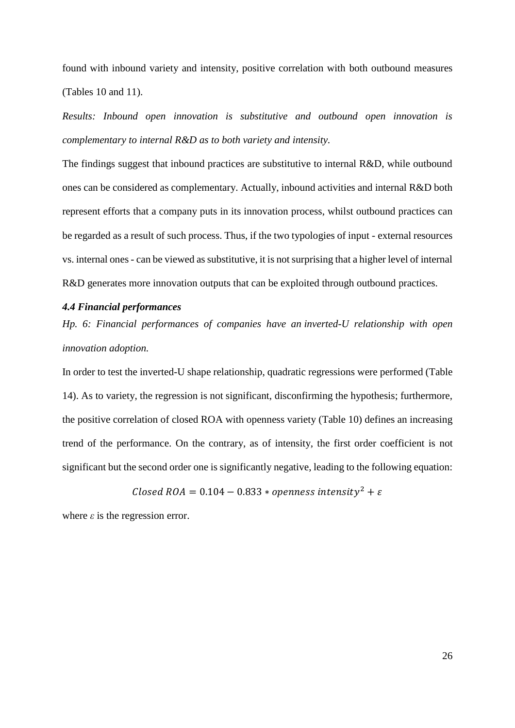found with inbound variety and intensity, positive correlation with both outbound measures (Tables 10 and 11).

*Results: Inbound open innovation is substitutive and outbound open innovation is complementary to internal R&D as to both variety and intensity.*

The findings suggest that inbound practices are substitutive to internal R&D, while outbound ones can be considered as complementary. Actually, inbound activities and internal R&D both represent efforts that a company puts in its innovation process, whilst outbound practices can be regarded as a result of such process. Thus, if the two typologies of input - external resources vs. internal ones - can be viewed as substitutive, it is not surprising that a higher level of internal R&D generates more innovation outputs that can be exploited through outbound practices.

#### *4.4 Financial performances*

*Hp. 6: Financial performances of companies have an inverted-U relationship with open innovation adoption.*

In order to test the inverted-U shape relationship, quadratic regressions were performed (Table 14). As to variety, the regression is not significant, disconfirming the hypothesis; furthermore, the positive correlation of closed ROA with openness variety (Table 10) defines an increasing trend of the performance. On the contrary, as of intensity, the first order coefficient is not significant but the second order one is significantly negative, leading to the following equation:

$$Closed\ ROA = 0.104 - 0.833 * openness\ intensity^2 + \varepsilon$$

where $\varepsilon$ is the regression error.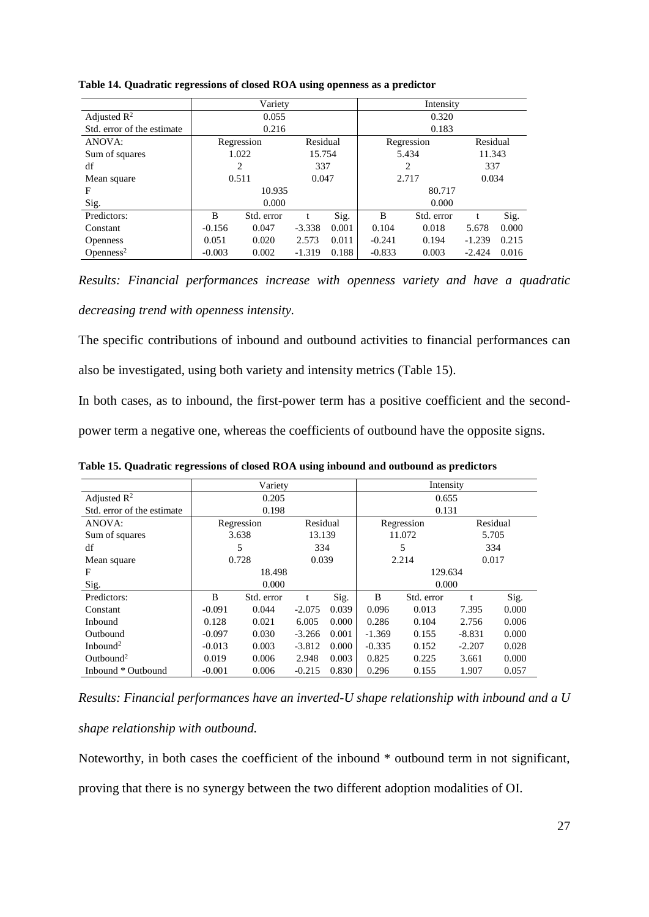**Table 14. Quadratic regressions of closed ROA using openness as a predictor**

| | Variety | | | | Intensity | | | |
|---|---|---|---|---|---|---|---|---|
| Adjusted $R^2$ | 0.055 | | | | 0.320 | | | |
| Std. error of the estimate | 0.216 | | | | 0.183 | | | |
| ANOVA: | Regression | | Residual | | Regression | | Residual | |
| Sum of squares | 1.022 | | 15.754 | | 5.434 | | 11.343 | |
| df | 2 | | 337 | | 2 | | 337 | |
| Mean square | 0.511 | | 0.047 | | 2.717 | | 0.034 | |
| F | 10.935 | | | | 80.717 | | | |
| Sig. | 0.000 | | | | 0.000 | | | |
| Predictors: | B | Std. error | t | Sig. | B | Std. error | t | Sig. |
| Constant | -0.156 | 0.047 | -3.338 | 0.001 | 0.104 | 0.018 | 5.678 | 0.000 |
| Openness | 0.051 | 0.020 | 2.573 | 0.011 | -0.241 | 0.194 | -1.239 | 0.215 |
| $\text{Openness}^2$ | -0.003 | 0.002 | -1.319 | 0.188 | -0.833 | 0.003 | -2.424 | 0.016 |

*Results: Financial performances increase with openness variety and have a quadratic decreasing trend with openness intensity.*

The specific contributions of inbound and outbound activities to financial performances can also be investigated, using both variety and intensity metrics (Table 15).

In both cases, as to inbound, the first-power term has a positive coefficient and the second-power term a negative one, whereas the coefficients of outbound have the opposite signs.

**Table 15. Quadratic regressions of closed ROA using inbound and outbound as predictors**

| | Variety | | | | Intensity | | | |
|---|---|---|---|---|---|---|---|---|
| Adjusted $R^2$ | 0.205 | | | | 0.655 | | | |
| Std. error of the estimate | 0.198 | | | | 0.131 | | | |
| ANOVA: | Regression | | Residual | | Regression | | Residual | |
| Sum of squares | 3.638 | | 13.139 | | 11.072 | | 5.705 | |
| df | 5 | | 334 | | 5 | | 334 | |
| Mean square | 0.728 | | 0.039 | | 2.214 | | 0.017 | |
| F | 18.498 | | | | 129.634 | | | |
| Sig. | 0.000 | | | | 0.000 | | | |
| Predictors: | B | Std. error | t | Sig. | B | Std. error | t | Sig. |
| Constant | -0.091 | 0.044 | -2.075 | 0.039 | 0.096 | 0.013 | 7.395 | 0.000 |
| Inbound | 0.128 | 0.021 | 6.005 | 0.000 | 0.286 | 0.104 | 2.756 | 0.006 |
| Outbound | -0.097 | 0.030 | -3.266 | 0.001 | -1.369 | 0.155 | -8.831 | 0.000 |
| $\text{Inbound}^2$ | -0.013 | 0.003 | -3.812 | 0.000 | -0.335 | 0.152 | -2.207 | 0.028 |
| $\text{Outbound}^2$ | 0.019 | 0.006 | 2.948 | 0.003 | 0.825 | 0.225 | 3.661 | 0.000 |
| Inbound * Outbound | -0.001 | 0.006 | -0.215 | 0.830 | 0.296 | 0.155 | 1.907 | 0.057 |

*Results: Financial performances have an inverted-U shape relationship with inbound and a U shape relationship with outbound.*

Noteworthy, in both cases the coefficient of the inbound * outbound term in not significant, proving that there is no synergy between the two different adoption modalities of OI.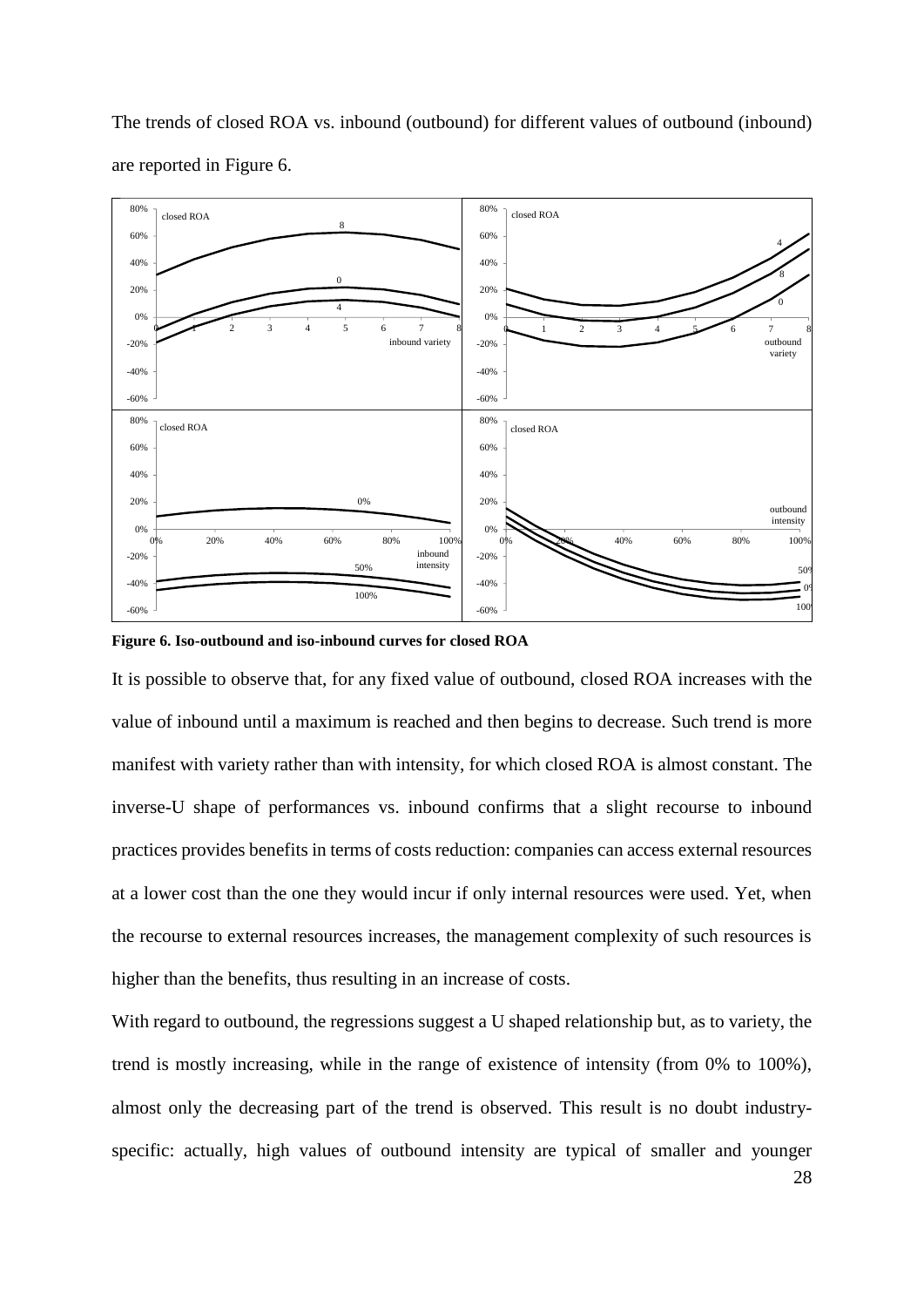The trends of closed ROA vs. inbound (outbound) for different values of outbound (inbound) are reported in Figure 6.

**Figure 6. Iso-outbound and iso-inbound curves for closed ROA**

It is possible to observe that, for any fixed value of outbound, closed ROA increases with the value of inbound until a maximum is reached and then begins to decrease. Such trend is more manifest with variety rather than with intensity, for which closed ROA is almost constant. The inverse-U shape of performances vs. inbound confirms that a slight recourse to inbound practices provides benefits in terms of costs reduction: companies can access external resources at a lower cost than the one they would incur if only internal resources were used. Yet, when the recourse to external resources increases, the management complexity of such resources is higher than the benefits, thus resulting in an increase of costs.

With regard to outbound, the regressions suggest a U shaped relationship but, as to variety, the trend is mostly increasing, while in the range of existence of intensity (from 0% to 100%), almost only the decreasing part of the trend is observed. This result is no doubt industry-specific: actually, high values of outbound intensity are typical of smaller and younger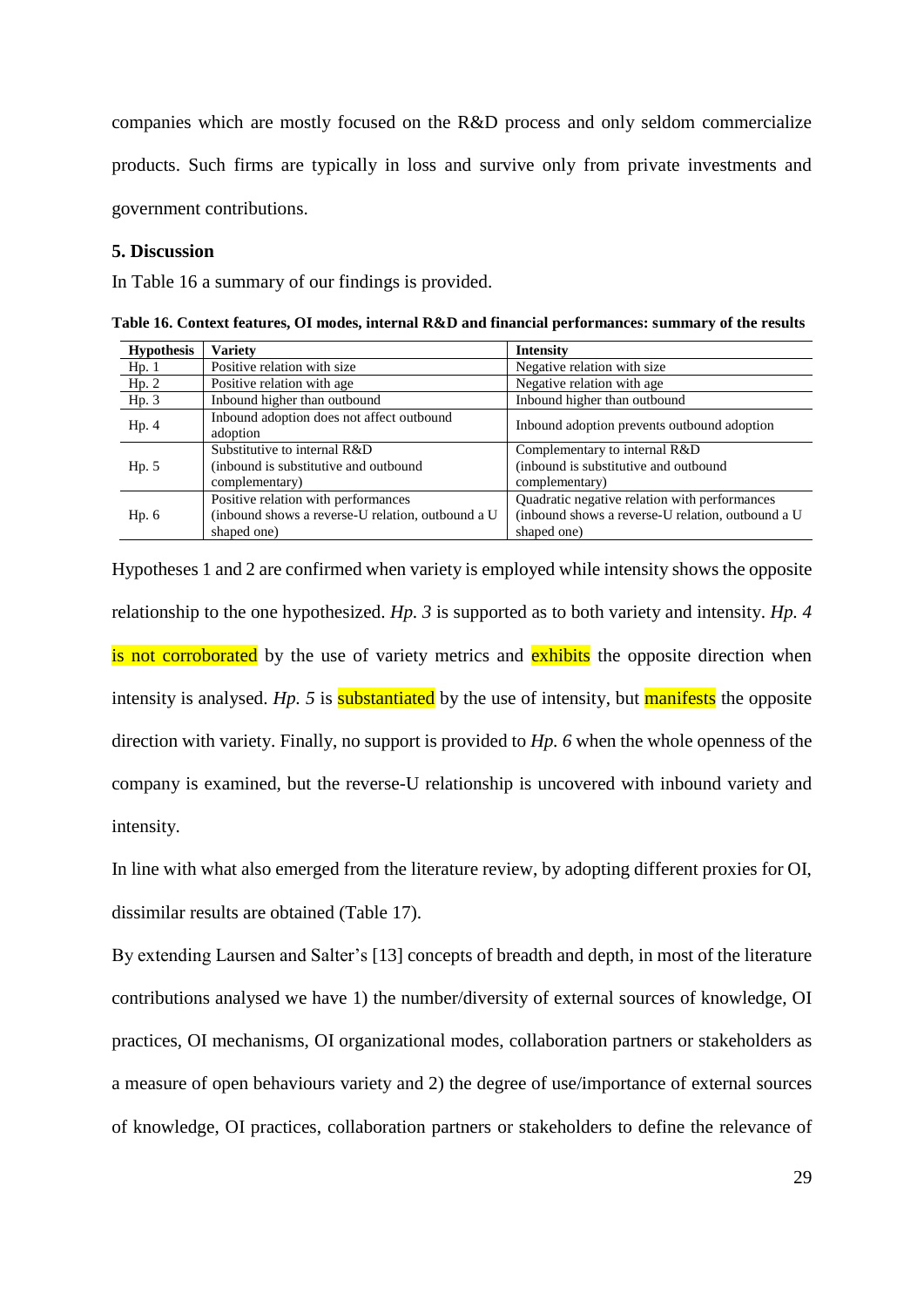companies which are mostly focused on the R&D process and only seldom commercialize products. Such firms are typically in loss and survive only from private investments and government contributions.

## 5. Discussion

In Table 16 a summary of our findings is provided.

**Table 16. Context features, OI modes, internal R&D and financial performances: summary of the results**

| Hypothesis | Variety | Intensity |
|---|---|---|
| Hp. 1 | Positive relation with size | Negative relation with size |
| Hp. 2 | Positive relation with age | Negative relation with age |
| Hp. 3 | Inbound higher than outbound | Inbound higher than outbound |
| Hp. 4 | Inbound adoption does not affect outbound adoption | Inbound adoption prevents outbound adoption |
| Hp. 5 | Substitutive to internal R&D (inbound is substitutive and outbound complementary) | Complementary to internal R&D (inbound is substitutive and outbound complementary) |
| Hp. 6 | Positive relation with performances (inbound shows a reverse-U relation, outbound a U shaped one) | Quadratic negative relation with performances (inbound shows a reverse-U relation, outbound a U shaped one) |

Hypotheses 1 and 2 are confirmed when variety is employed while intensity shows the opposite relationship to the one hypothesized. *Hp. 3* is supported as to both variety and intensity. *Hp. 4* is not corroborated by the use of variety metrics and exhibits the opposite direction when intensity is analysed. *Hp. 5* is substantiated by the use of intensity, but manifests the opposite direction with variety. Finally, no support is provided to *Hp. 6* when the whole openness of the company is examined, but the reverse-U relationship is uncovered with inbound variety and intensity.

In line with what also emerged from the literature review, by adopting different proxies for OI, dissimilar results are obtained (Table 17).

By extending Laursen and Salter's [13] concepts of breadth and depth, in most of the literature contributions analysed we have 1) the number/diversity of external sources of knowledge, OI practices, OI mechanisms, OI organizational modes, collaboration partners or stakeholders as a measure of open behaviours variety and 2) the degree of use/importance of external sources of knowledge, OI practices, collaboration partners or stakeholders to define the relevance of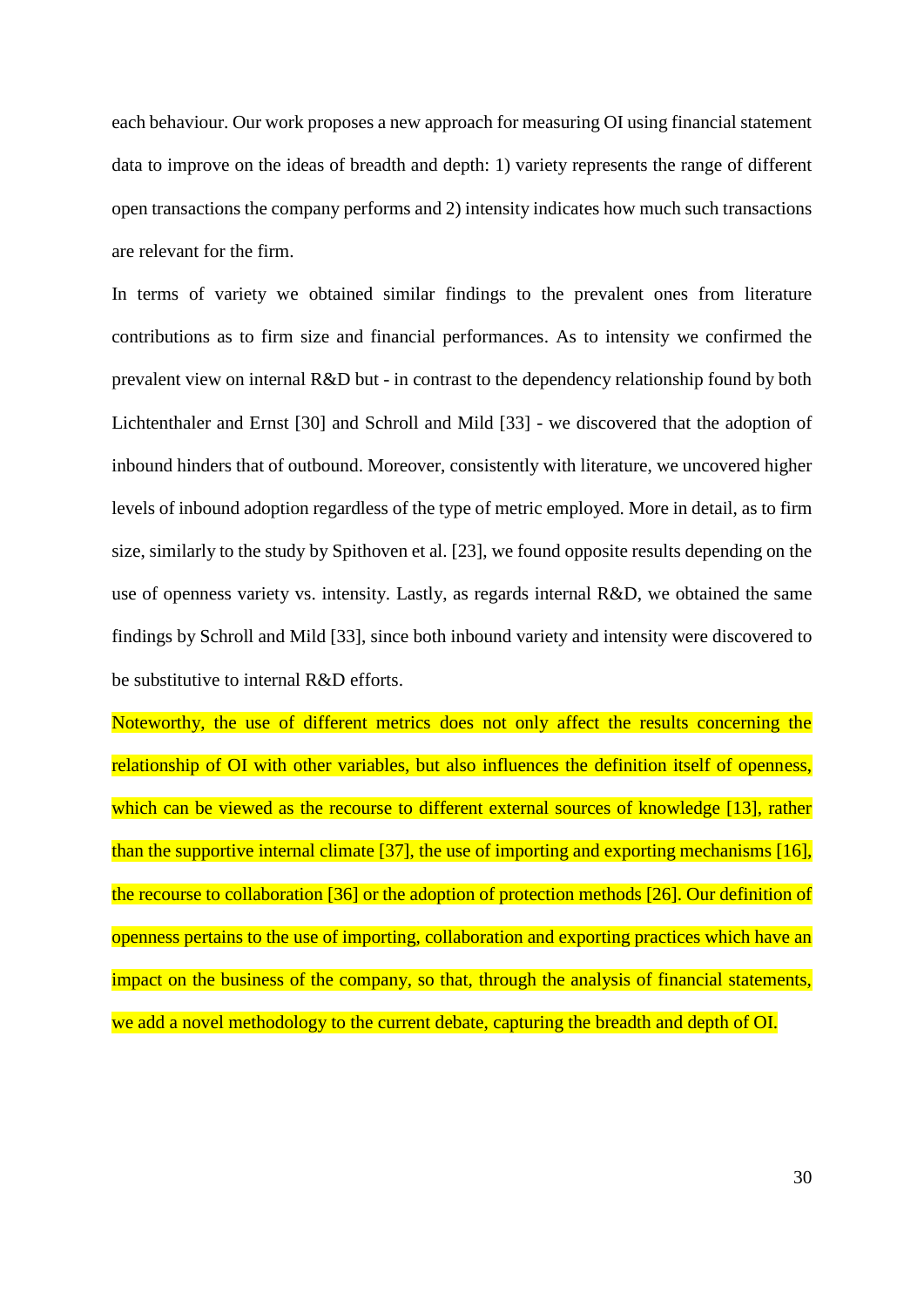each behaviour. Our work proposes a new approach for measuring OI using financial statement data to improve on the ideas of breadth and depth: 1) variety represents the range of different open transactions the company performs and 2) intensity indicates how much such transactions are relevant for the firm.

In terms of variety we obtained similar findings to the prevalent ones from literature contributions as to firm size and financial performances. As to intensity we confirmed the prevalent view on internal R&D but - in contrast to the dependency relationship found by both Lichtenthaler and Ernst [30] and Schroll and Mild [33] - we discovered that the adoption of inbound hinders that of outbound. Moreover, consistently with literature, we uncovered higher levels of inbound adoption regardless of the type of metric employed. More in detail, as to firm size, similarly to the study by Spithoven et al. [23], we found opposite results depending on the use of openness variety vs. intensity. Lastly, as regards internal R&D, we obtained the same findings by Schroll and Mild [33], since both inbound variety and intensity were discovered to be substitutive to internal R&D efforts.

Noteworthy, the use of different metrics does not only affect the results concerning the relationship of OI with other variables, but also influences the definition itself of openness, which can be viewed as the recourse to different external sources of knowledge [13], rather than the supportive internal climate [37], the use of importing and exporting mechanisms [16], the recourse to collaboration [36] or the adoption of protection methods [26]. Our definition of openness pertains to the use of importing, collaboration and exporting practices which have an impact on the business of the company, so that, through the analysis of financial statements, we add a novel methodology to the current debate, capturing the breadth and depth of OI.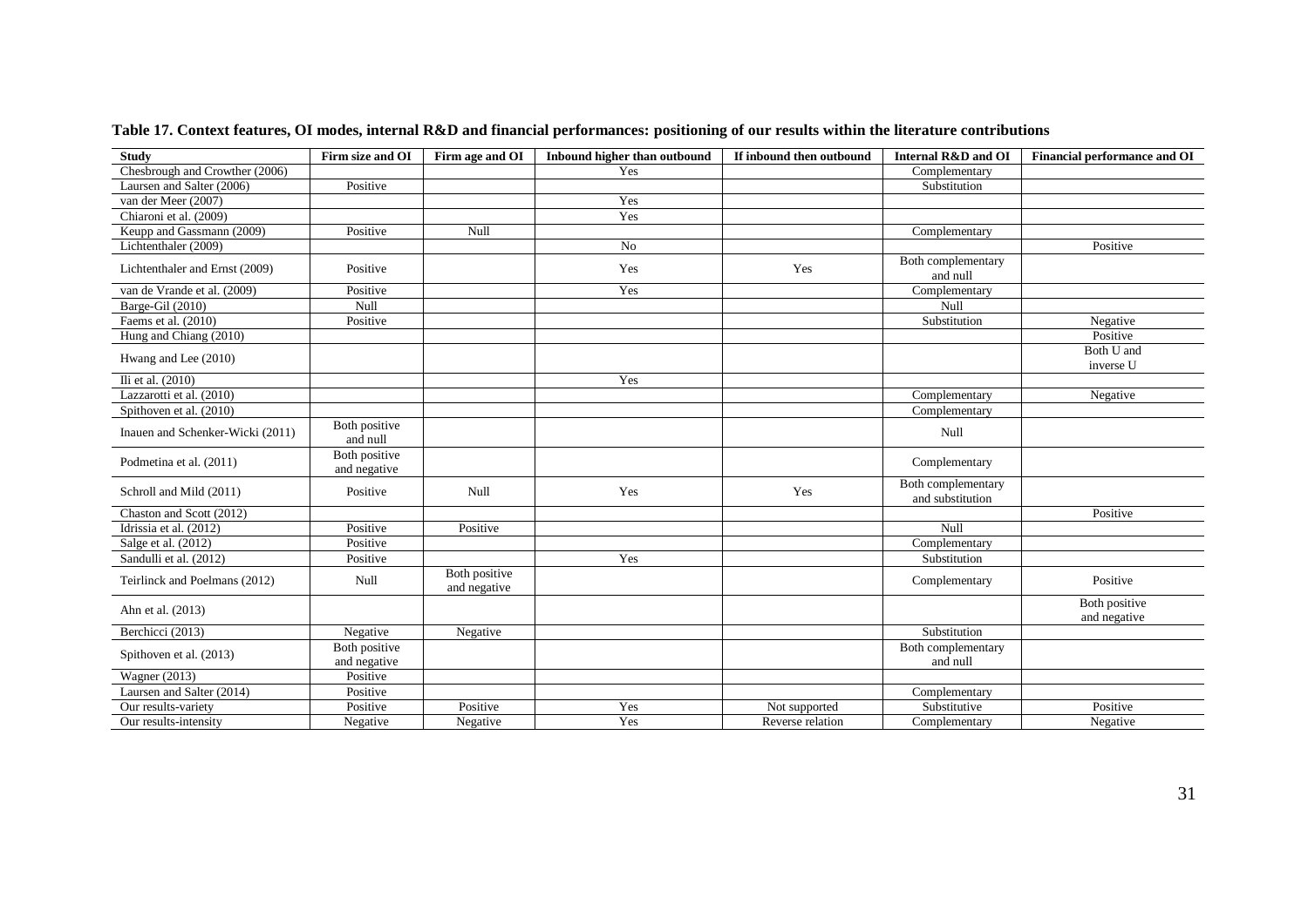**Table 17. Context features, OI modes, internal R&D and financial performances: positioning of our results within the literature contributions**

| Study | Firm size and OI | Firm age and OI | Inbound higher than outbound | If inbound then outbound | Internal R&D and OI | Financial performance and OI |
|---|---|---|---|---|---|---|
| Chesbrough and Crowther (2006) | | | Yes | | Complementary | |
| Laursen and Salter (2006) | Positive | | | | Substitution | |
| van der Meer (2007) | | | Yes | | | |
| Chiaroni et al. (2009) | | | Yes | | | |
| Keupp and Gassmann (2009) | Positive | Null | | | Complementary | |
| Lichtenthaler (2009) | | | No | | | Positive |
| Lichtenthaler and Ernst (2009) | Positive | | Yes | Yes | Both complementary and null | |
| van de Vrande et al. (2009) | Positive | | Yes | | Complementary | |
| Barge-Gil (2010) | Null | | | | Null | |
| Faems et al. (2010) | Positive | | | | Substitution | Negative |
| Hung and Chiang (2010) | | | | | | Positive |
| Hwang and Lee (2010) | | | | | | Both U and inverse U |
| Ili et al. (2010) | | | Yes | | | |
| Lazzarotti et al. (2010) | | | | | Complementary | Negative |
| Spithoven et al. (2010) | | | | | Complementary | |
| Inauen and Schenker-Wicki (2011) | Both positive and null | | | | Null | |
| Podmetina et al. (2011) | Both positive and negative | | | | Complementary | |
| Schroll and Mild (2011) | Positive | Null | Yes | Yes | Both complementary and substitution | |
| Chaston and Scott (2012) | | | | | | Positive |
| Idrissia et al. (2012) | Positive | Positive | | | Null | |
| Salge et al. (2012) | Positive | | | | Complementary | |
| Sandulli et al. (2012) | Positive | | Yes | | Substitution | |
| Teirlinck and Poelmans (2012) | Null | Both positive and negative | | | Complementary | Positive |
| Ahn et al. (2013) | | | | | | Both positive and negative |
| Berchicci (2013) | Negative | Negative | | | Substitution | |
| Spithoven et al. (2013) | Both positive and negative | | | | Both complementary and null | |
| Wagner (2013) | Positive | | | | | |
| Laursen and Salter (2014) | Positive | | | | Complementary | |
| Our results-variety | Positive | Positive | Yes | Not supported | Substitutive | Positive |
| Our results-intensity | Negative | Negative | Yes | Reverse relation | Complementary | Negative |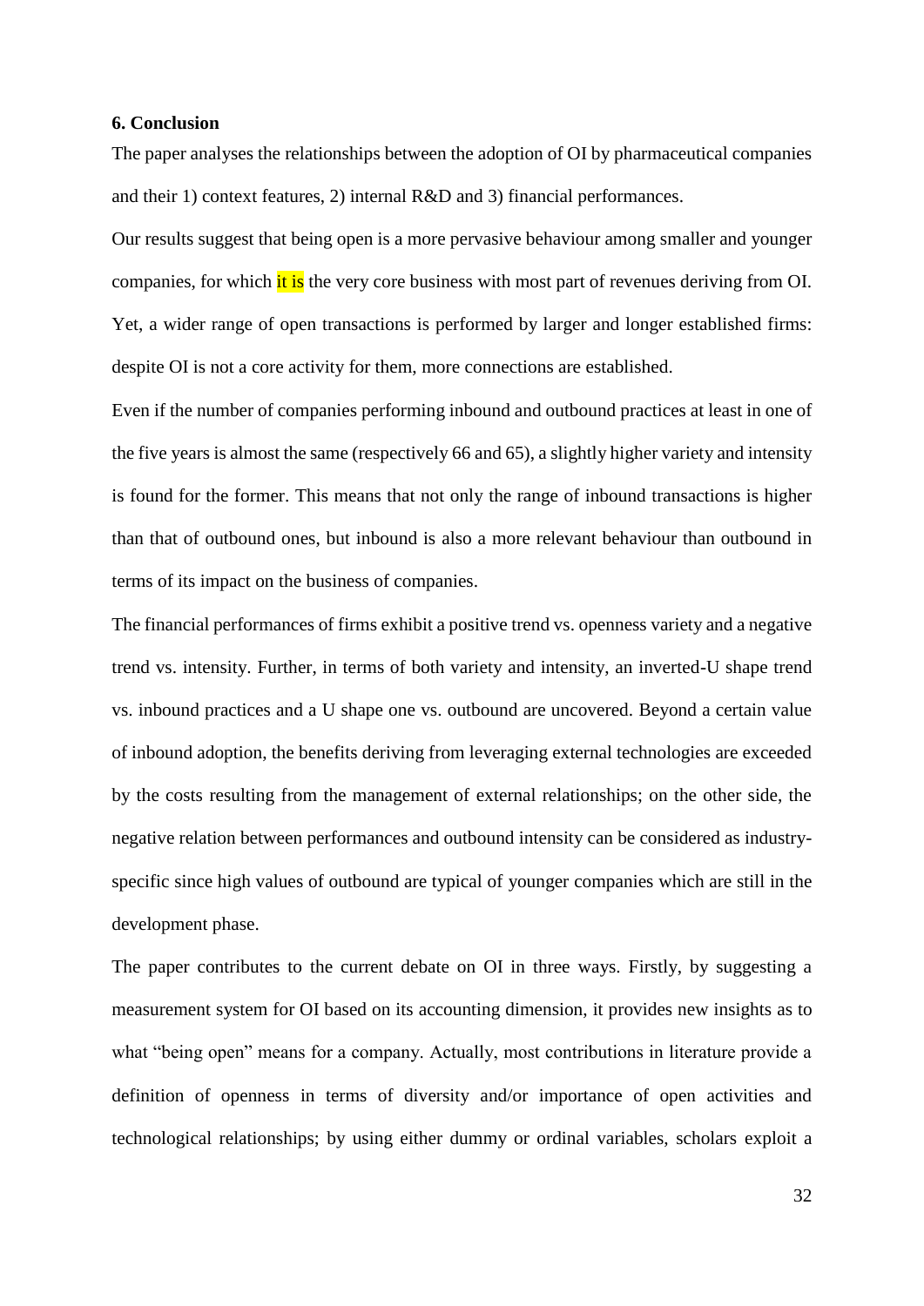### 6. Conclusion

The paper analyses the relationships between the adoption of OI by pharmaceutical companies and their 1) context features, 2) internal R&D and 3) financial performances.

Our results suggest that being open is a more pervasive behaviour among smaller and younger companies, for which it is the very core business with most part of revenues deriving from OI. Yet, a wider range of open transactions is performed by larger and longer established firms: despite OI is not a core activity for them, more connections are established.

Even if the number of companies performing inbound and outbound practices at least in one of the five years is almost the same (respectively 66 and 65), a slightly higher variety and intensity is found for the former. This means that not only the range of inbound transactions is higher than that of outbound ones, but inbound is also a more relevant behaviour than outbound in terms of its impact on the business of companies.

The financial performances of firms exhibit a positive trend vs. openness variety and a negative trend vs. intensity. Further, in terms of both variety and intensity, an inverted-U shape trend vs. inbound practices and a U shape one vs. outbound are uncovered. Beyond a certain value of inbound adoption, the benefits deriving from leveraging external technologies are exceeded by the costs resulting from the management of external relationships; on the other side, the negative relation between performances and outbound intensity can be considered as industry-specific since high values of outbound are typical of younger companies which are still in the development phase.

The paper contributes to the current debate on OI in three ways. Firstly, by suggesting a measurement system for OI based on its accounting dimension, it provides new insights as to what "being open" means for a company. Actually, most contributions in literature provide a definition of openness in terms of diversity and/or importance of open activities and technological relationships; by using either dummy or ordinal variables, scholars exploit a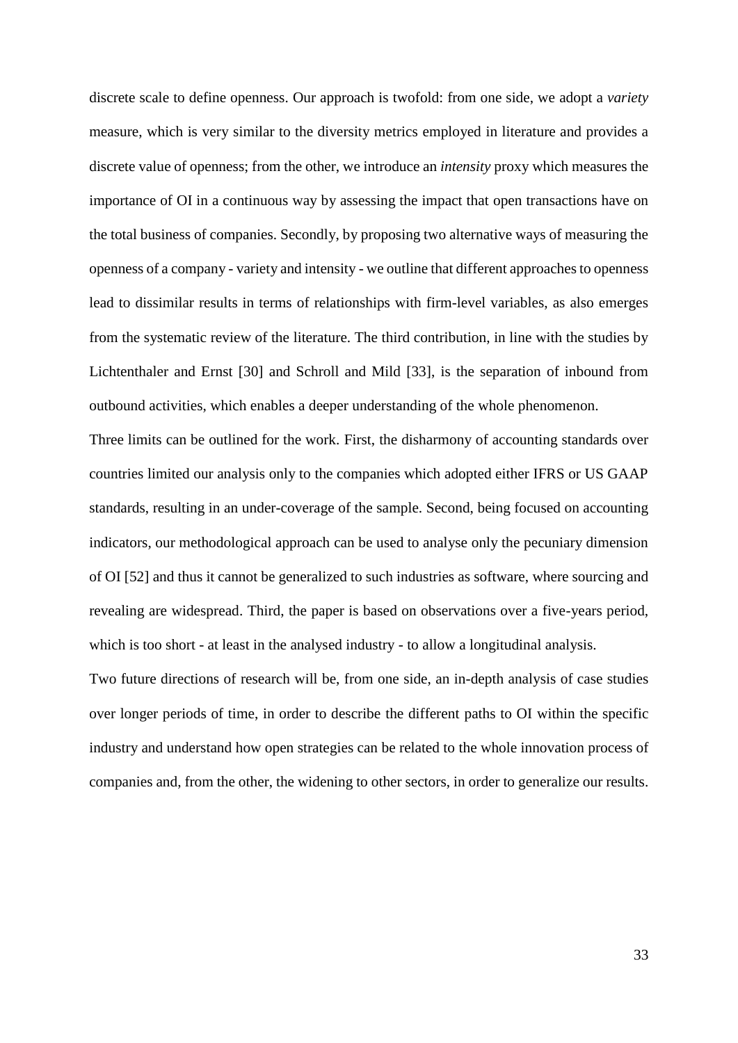discrete scale to define openness. Our approach is twofold: from one side, we adopt a *variety* measure, which is very similar to the diversity metrics employed in literature and provides a discrete value of openness; from the other, we introduce an *intensity* proxy which measures the importance of OI in a continuous way by assessing the impact that open transactions have on the total business of companies. Secondly, by proposing two alternative ways of measuring the openness of a company - variety and intensity - we outline that different approaches to openness lead to dissimilar results in terms of relationships with firm-level variables, as also emerges from the systematic review of the literature. The third contribution, in line with the studies by Lichtenthaler and Ernst [30] and Schroll and Mild [33], is the separation of inbound from outbound activities, which enables a deeper understanding of the whole phenomenon.

Three limits can be outlined for the work. First, the disharmony of accounting standards over countries limited our analysis only to the companies which adopted either IFRS or US GAAP standards, resulting in an under-coverage of the sample. Second, being focused on accounting indicators, our methodological approach can be used to analyse only the pecuniary dimension of OI [52] and thus it cannot be generalized to such industries as software, where sourcing and revealing are widespread. Third, the paper is based on observations over a five-years period, which is too short - at least in the analysed industry - to allow a longitudinal analysis.

Two future directions of research will be, from one side, an in-depth analysis of case studies over longer periods of time, in order to describe the different paths to OI within the specific industry and understand how open strategies can be related to the whole innovation process of companies and, from the other, the widening to other sectors, in order to generalize our results.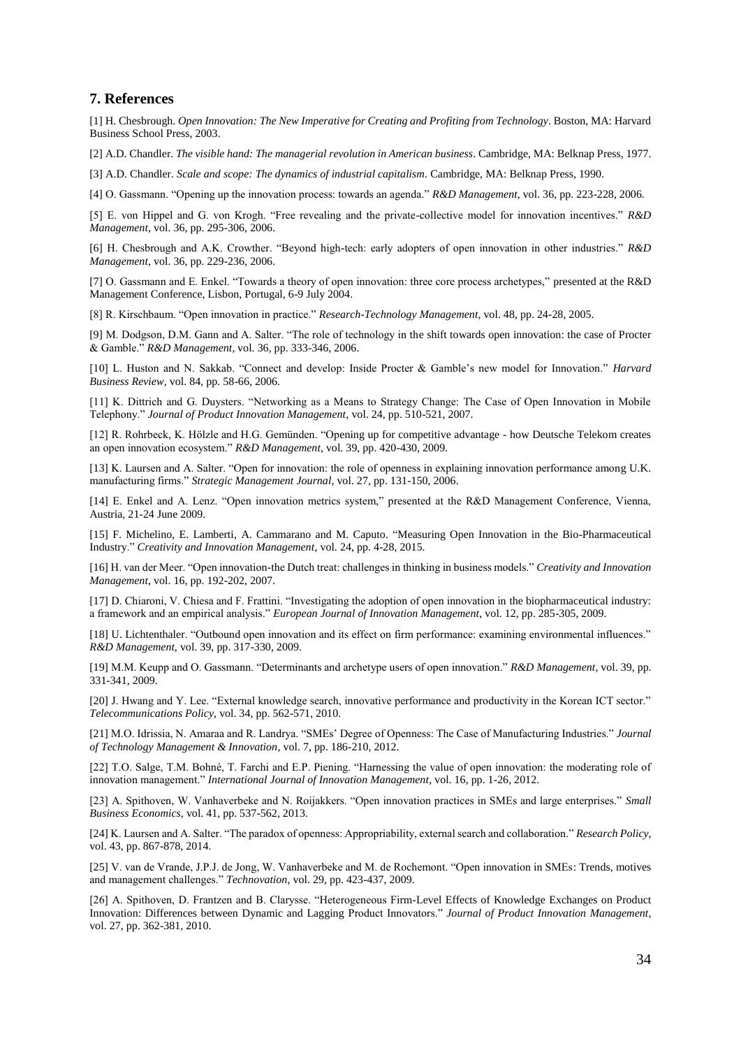## 7. References

[1] H. Chesbrough. *Open Innovation: The New Imperative for Creating and Profiting from Technology*. Boston, MA: Harvard Business School Press, 2003.

[2] A.D. Chandler. *The visible hand: The managerial revolution in American business*. Cambridge, MA: Belknap Press, 1977.

[3] A.D. Chandler. *Scale and scope: The dynamics of industrial capitalism*. Cambridge, MA: Belknap Press, 1990.

[4] O. Gassmann. "Opening up the innovation process: towards an agenda." *R&D Management*, vol. 36, pp. 223-228, 2006.

[5] E. von Hippel and G. von Krogh. "Free revealing and the private-collective model for innovation incentives." *R&D Management*, vol. 36, pp. 295-306, 2006.

[6] H. Chesbrough and A.K. Crowther. "Beyond high-tech: early adopters of open innovation in other industries." *R&D Management*, vol. 36, pp. 229-236, 2006.

[7] O. Gassmann and E. Enkel. "Towards a theory of open innovation: three core process archetypes," presented at the R&D Management Conference, Lisbon, Portugal, 6-9 July 2004.

[8] R. Kirschbaum. "Open innovation in practice." *Research-Technology Management*, vol. 48, pp. 24-28, 2005.

[9] M. Dodgson, D.M. Gann and A. Salter. "The role of technology in the shift towards open innovation: the case of Procter & Gamble." *R&D Management*, vol. 36, pp. 333-346, 2006.

[10] L. Huston and N. Sakkab. "Connect and develop: Inside Procter & Gamble's new model for Innovation." *Harvard Business Review*, vol. 84, pp. 58-66, 2006.

[11] K. Dittrich and G. Duysters. "Networking as a Means to Strategy Change: The Case of Open Innovation in Mobile Telephony." *Journal of Product Innovation Management*, vol. 24, pp. 510-521, 2007.

[12] R. Rohrbeck, K. Hölzle and H.G. Gemünden. "Opening up for competitive advantage - how Deutsche Telekom creates an open innovation ecosystem." *R&D Management*, vol. 39, pp. 420-430, 2009.

[13] K. Laursen and A. Salter. "Open for innovation: the role of openness in explaining innovation performance among U.K. manufacturing firms." *Strategic Management Journal*, vol. 27, pp. 131-150, 2006.

[14] E. Enkel and A. Lenz. "Open innovation metrics system," presented at the R&D Management Conference, Vienna, Austria, 21-24 June 2009.

[15] F. Michelino, E. Lamberti, A. Cammarano and M. Caputo. "Measuring Open Innovation in the Bio-Pharmaceutical Industry." *Creativity and Innovation Management*, vol. 24, pp. 4-28, 2015.

[16] H. van der Meer. "Open innovation-the Dutch treat: challenges in thinking in business models." *Creativity and Innovation Management*, vol. 16, pp. 192-202, 2007.

[17] D. Chiaroni, V. Chiesa and F. Frattini. "Investigating the adoption of open innovation in the biopharmaceutical industry: a framework and an empirical analysis." *European Journal of Innovation Management*, vol. 12, pp. 285-305, 2009.

[18] U. Lichtenthaler. "Outbound open innovation and its effect on firm performance: examining environmental influences." *R&D Management*, vol. 39, pp. 317-330, 2009.

[19] M.M. Keupp and O. Gassmann. "Determinants and archetype users of open innovation." *R&D Management*, vol. 39, pp. 331-341, 2009.

[20] J. Hwang and Y. Lee. "External knowledge search, innovative performance and productivity in the Korean ICT sector." *Telecommunications Policy*, vol. 34, pp. 562-571, 2010.

[21] M.O. Idrissia, N. Amaraa and R. Landrya. "SMEs' Degree of Openness: The Case of Manufacturing Industries." *Journal of Technology Management & Innovation*, vol. 7, pp. 186-210, 2012.

[22] T.O. Salge, T.M. Bohné, T. Farchi and E.P. Piening. "Harnessing the value of open innovation: the moderating role of innovation management." *International Journal of Innovation Management*, vol. 16, pp. 1-26, 2012.

[23] A. Spithoven, W. Vanhaverbeke and N. Roijakkers. "Open innovation practices in SMEs and large enterprises." *Small Business Economics*, vol. 41, pp. 537-562, 2013.

[24] K. Laursen and A. Salter. "The paradox of openness: Appropriability, external search and collaboration." *Research Policy*, vol. 43, pp. 867-878, 2014.

[25] V. van de Vrande, J.P.J. de Jong, W. Vanhaverbeke and M. de Rochemont. "Open innovation in SMEs: Trends, motives and management challenges." *Technovation*, vol. 29, pp. 423-437, 2009.

[26] A. Spithoven, D. Frantzen and B. Clarysse. "Heterogeneous Firm-Level Effects of Knowledge Exchanges on Product Innovation: Differences between Dynamic and Lagging Product Innovators." *Journal of Product Innovation Management*, vol. 27, pp. 362-381, 2010.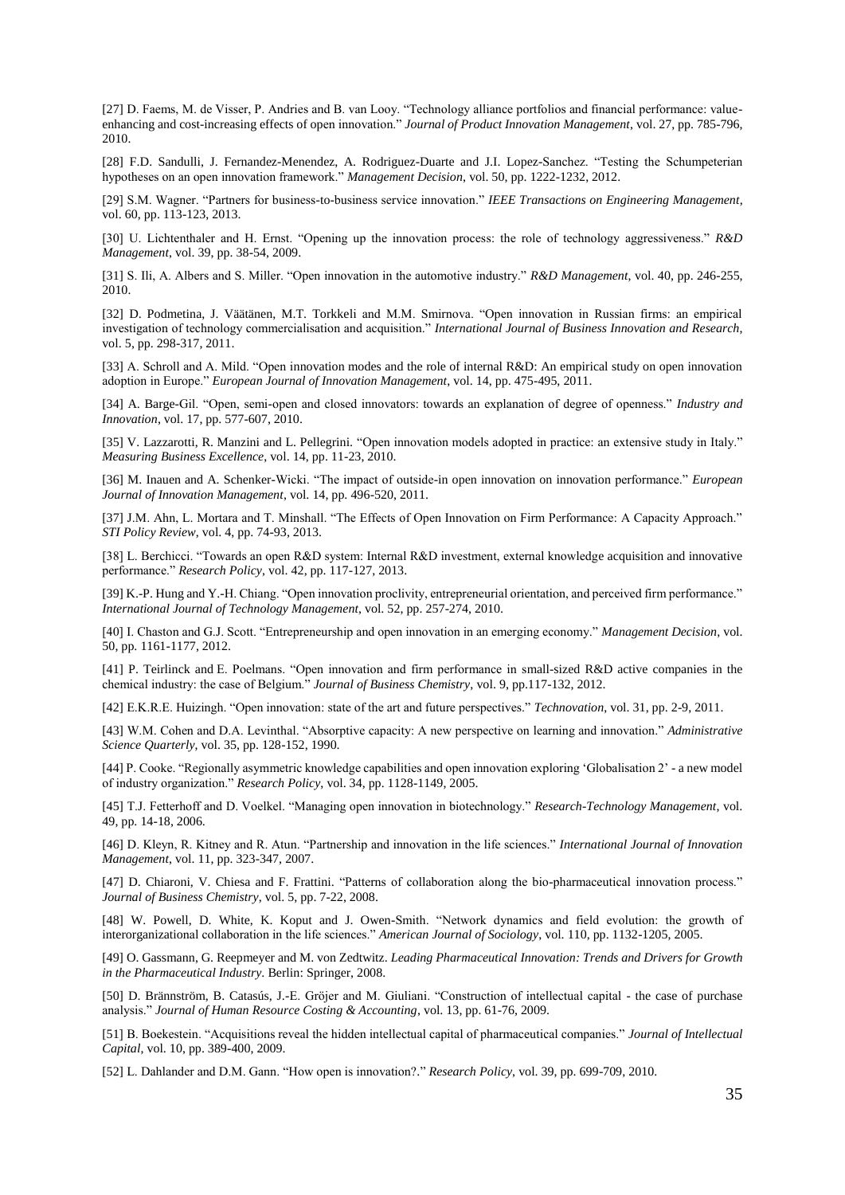[27] D. Faems, M. de Visser, P. Andries and B. van Looy. "Technology alliance portfolios and financial performance: value-enhancing and cost-increasing effects of open innovation." *Journal of Product Innovation Management*, vol. 27, pp. 785-796, 2010.

[28] F.D. Sandulli, J. Fernandez-Menendez, A. Rodriguez-Duarte and J.I. Lopez-Sanchez. "Testing the Schumpeterian hypotheses on an open innovation framework." *Management Decision*, vol. 50, pp. 1222-1232, 2012.

[29] S.M. Wagner. "Partners for business-to-business service innovation." *IEEE Transactions on Engineering Management*, vol. 60, pp. 113-123, 2013.

[30] U. Lichtenthaler and H. Ernst. "Opening up the innovation process: the role of technology aggressiveness." *R&D Management*, vol. 39, pp. 38-54, 2009.

[31] S. Ili, A. Albers and S. Miller. "Open innovation in the automotive industry." *R&D Management*, vol. 40, pp. 246-255, 2010.

[32] D. Podmetina, J. Väätänen, M.T. Torkkeli and M.M. Smirnova. "Open innovation in Russian firms: an empirical investigation of technology commercialisation and acquisition." *International Journal of Business Innovation and Research*, vol. 5, pp. 298-317, 2011.

[33] A. Schroll and A. Mild. "Open innovation modes and the role of internal R&D: An empirical study on open innovation adoption in Europe." *European Journal of Innovation Management*, vol. 14, pp. 475-495, 2011.

[34] A. Barge-Gil. "Open, semi-open and closed innovators: towards an explanation of degree of openness." *Industry and Innovation*, vol. 17, pp. 577-607, 2010.

[35] V. Lazzarotti, R. Manzini and L. Pellegrini. "Open innovation models adopted in practice: an extensive study in Italy." *Measuring Business Excellence*, vol. 14, pp. 11-23, 2010.

[36] M. Inauen and A. Schenker-Wicki. "The impact of outside-in open innovation on innovation performance." *European Journal of Innovation Management*, vol. 14, pp. 496-520, 2011.

[37] J.M. Ahn, L. Mortara and T. Minshall. "The Effects of Open Innovation on Firm Performance: A Capacity Approach." *STI Policy Review*, vol. 4, pp. 74-93, 2013.

[38] L. Berchicci. "Towards an open R&D system: Internal R&D investment, external knowledge acquisition and innovative performance." *Research Policy*, vol. 42, pp. 117-127, 2013.

[39] K.-P. Hung and Y.-H. Chiang. "Open innovation proclivity, entrepreneurial orientation, and perceived firm performance." *International Journal of Technology Management*, vol. 52, pp. 257-274, 2010.

[40] I. Chaston and G.J. Scott. "Entrepreneurship and open innovation in an emerging economy." *Management Decision*, vol. 50, pp. 1161-1177, 2012.

[41] P. Teirlinck and E. Poelmans. "Open innovation and firm performance in small-sized R&D active companies in the chemical industry: the case of Belgium." *Journal of Business Chemistry*, vol. 9, pp.117-132, 2012.

[42] E.K.R.E. Huizingh. "Open innovation: state of the art and future perspectives." *Technovation*, vol. 31, pp. 2-9, 2011.

[43] W.M. Cohen and D.A. Levinthal. "Absorptive capacity: A new perspective on learning and innovation." *Administrative Science Quarterly*, vol. 35, pp. 128-152, 1990.

[44] P. Cooke. "Regionally asymmetric knowledge capabilities and open innovation exploring 'Globalisation 2' - a new model of industry organization." *Research Policy*, vol. 34, pp. 1128-1149, 2005.

[45] T.J. Fetterhoff and D. Voelkel. "Managing open innovation in biotechnology." *Research-Technology Management*, vol. 49, pp. 14-18, 2006.

[46] D. Kleyn, R. Kitney and R. Atun. "Partnership and innovation in the life sciences." *International Journal of Innovation Management*, vol. 11, pp. 323-347, 2007.

[47] D. Chiaroni, V. Chiesa and F. Frattini. "Patterns of collaboration along the bio-pharmaceutical innovation process." *Journal of Business Chemistry*, vol. 5, pp. 7-22, 2008.

[48] W. Powell, D. White, K. Koput and J. Owen-Smith. "Network dynamics and field evolution: the growth of interorganizational collaboration in the life sciences." *American Journal of Sociology*, vol. 110, pp. 1132-1205, 2005.

[49] O. Gassmann, G. Reepmeyer and M. von Zedtwitz. *Leading Pharmaceutical Innovation: Trends and Drivers for Growth in the Pharmaceutical Industry*. Berlin: Springer, 2008.

[50] D. Brännström, B. Catasús, J.-E. Gröjer and M. Giuliani. "Construction of intellectual capital - the case of purchase analysis." *Journal of Human Resource Costing & Accounting*, vol. 13, pp. 61-76, 2009.

[51] B. Boekestein. "Acquisitions reveal the hidden intellectual capital of pharmaceutical companies." *Journal of Intellectual Capital*, vol. 10, pp. 389-400, 2009.

[52] L. Dahlander and D.M. Gann. "How open is innovation?." *Research Policy*, vol. 39, pp. 699-709, 2010.